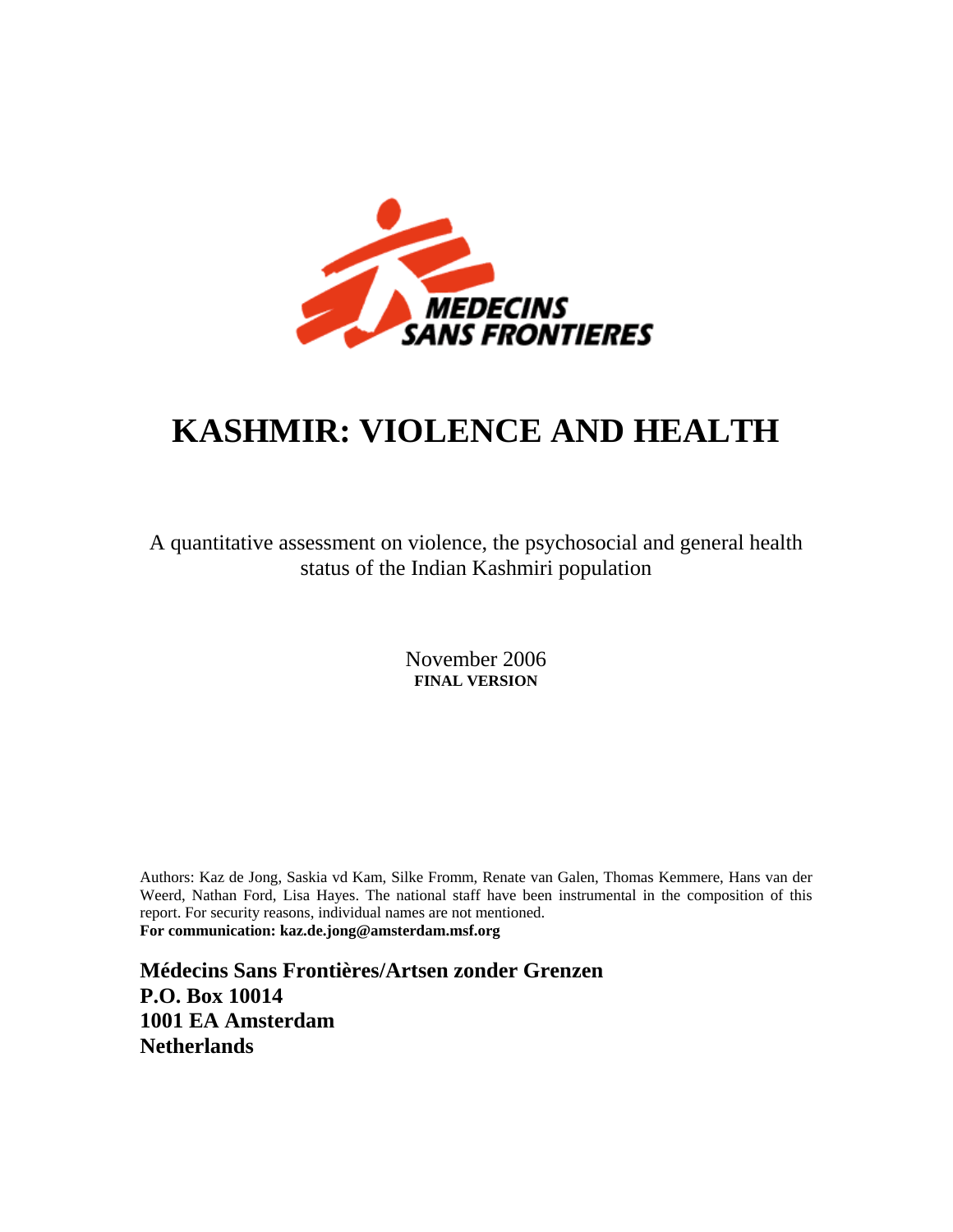# KASHMIR: VIOLENCE AND HEALTH

A quantitative assessment on violence, the psychosocial and general health status of the Indian Kashmiri population

November 2006
**FINAL VERSION**

Authors: Kaz de Jong, Saskia vd Kam, Silke Fromm, Renate van Galen, Thomas Kemmere, Hans van der Weerd, Nathan Ford, Lisa Hayes. The national staff have been instrumental in the composition of this report. For security reasons, individual names are not mentioned.
**For communication: kaz.de.jong@amsterdam.msf.org**

**Médecins Sans Frontières/Artsen zonder Grenzen**
**P.O. Box 10014**
**1001 EA Amsterdam**
**Netherlands**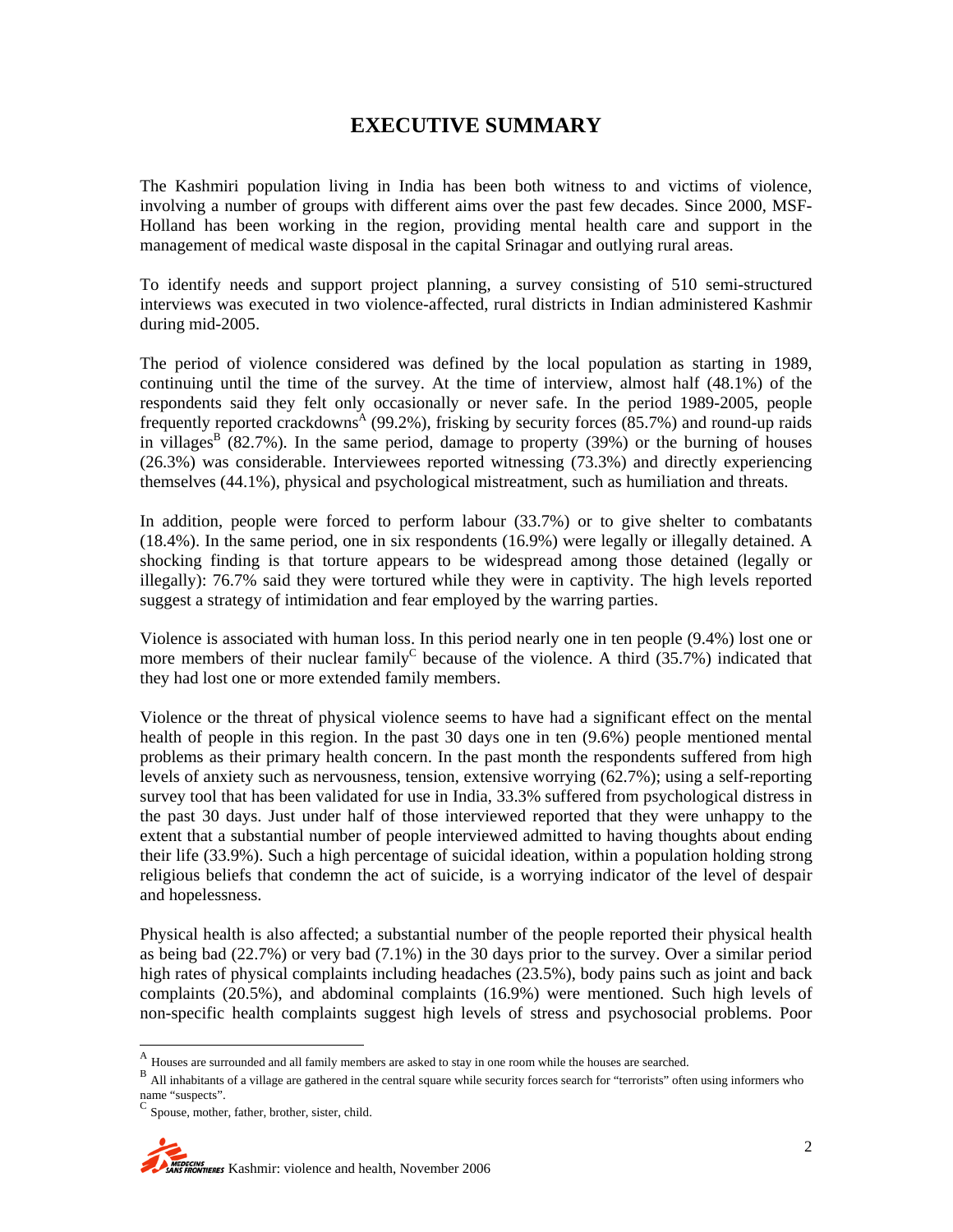# EXECUTIVE SUMMARY

The Kashmiri population living in India has been both witness to and victims of violence, involving a number of groups with different aims over the past few decades. Since 2000, MSF-Holland has been working in the region, providing mental health care and support in the management of medical waste disposal in the capital Srinagar and outlying rural areas.

To identify needs and support project planning, a survey consisting of 510 semi-structured interviews was executed in two violence-affected, rural districts in Indian administered Kashmir during mid-2005.

The period of violence considered was defined by the local population as starting in 1989, continuing until the time of the survey. At the time of interview, almost half (48.1%) of the respondents said they felt only occasionally or never safe. In the period 1989-2005, people frequently reported crackdowns[A] (99.2%), frisking by security forces (85.7%) and round-up raids in villages[B] (82.7%). In the same period, damage to property (39%) or the burning of houses (26.3%) was considerable. Interviewees reported witnessing (73.3%) and directly experiencing themselves (44.1%), physical and psychological mistreatment, such as humiliation and threats.

In addition, people were forced to perform labour (33.7%) or to give shelter to combatants (18.4%). In the same period, one in six respondents (16.9%) were legally or illegally detained. A shocking finding is that torture appears to be widespread among those detained (legally or illegally): 76.7% said they were tortured while they were in captivity. The high levels reported suggest a strategy of intimidation and fear employed by the warring parties.

Violence is associated with human loss. In this period nearly one in ten people (9.4%) lost one or more members of their nuclear family[C] because of the violence. A third (35.7%) indicated that they had lost one or more extended family members.

Violence or the threat of physical violence seems to have had a significant effect on the mental health of people in this region. In the past 30 days one in ten (9.6%) people mentioned mental problems as their primary health concern. In the past month the respondents suffered from high levels of anxiety such as nervousness, tension, extensive worrying (62.7%); using a self-reporting survey tool that has been validated for use in India, 33.3% suffered from psychological distress in the past 30 days. Just under half of those interviewed reported that they were unhappy to the extent that a substantial number of people interviewed admitted to having thoughts about ending their life (33.9%). Such a high percentage of suicidal ideation, within a population holding strong religious beliefs that condemn the act of suicide, is a worrying indicator of the level of despair and hopelessness.

Physical health is also affected; a substantial number of the people reported their physical health as being bad (22.7%) or very bad (7.1%) in the 30 days prior to the survey. Over a similar period high rates of physical complaints including headaches (23.5%), body pains such as joint and back complaints (20.5%), and abdominal complaints (16.9%) were mentioned. Such high levels of non-specific health complaints suggest high levels of stress and psychosocial problems. Poor

---

[A] Houses are surrounded and all family members are asked to stay in one room while the houses are searched.

[B] All inhabitants of a village are gathered in the central square while security forces search for "terrorists" often using informers who name "suspects".

[C] Spouse, mother, father, brother, sister, child.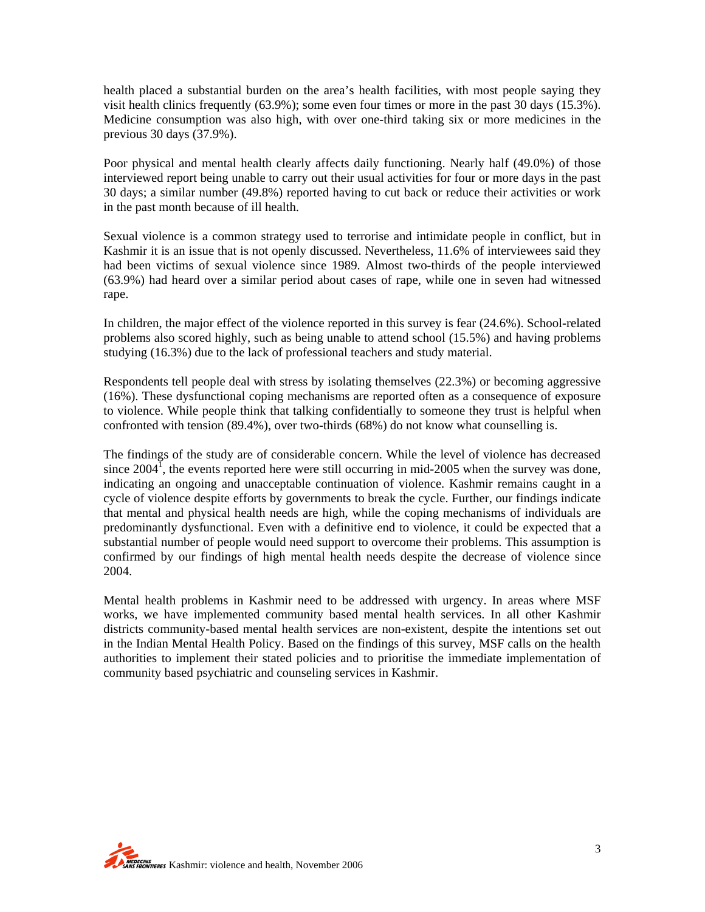health placed a substantial burden on the area's health facilities, with most people saying they visit health clinics frequently (63.9%); some even four times or more in the past 30 days (15.3%). Medicine consumption was also high, with over one-third taking six or more medicines in the previous 30 days (37.9%).

Poor physical and mental health clearly affects daily functioning. Nearly half (49.0%) of those interviewed report being unable to carry out their usual activities for four or more days in the past 30 days; a similar number (49.8%) reported having to cut back or reduce their activities or work in the past month because of ill health.

Sexual violence is a common strategy used to terrorise and intimidate people in conflict, but in Kashmir it is an issue that is not openly discussed. Nevertheless, 11.6% of interviewees said they had been victims of sexual violence since 1989. Almost two-thirds of the people interviewed (63.9%) had heard over a similar period about cases of rape, while one in seven had witnessed rape.

In children, the major effect of the violence reported in this survey is fear (24.6%). School-related problems also scored highly, such as being unable to attend school (15.5%) and having problems studying (16.3%) due to the lack of professional teachers and study material.

Respondents tell people deal with stress by isolating themselves (22.3%) or becoming aggressive (16%). These dysfunctional coping mechanisms are reported often as a consequence of exposure to violence. While people think that talking confidentially to someone they trust is helpful when confronted with tension (89.4%), over two-thirds (68%) do not know what counselling is.

The findings of the study are of considerable concern. While the level of violence has decreased since 2004[1], the events reported here were still occurring in mid-2005 when the survey was done, indicating an ongoing and unacceptable continuation of violence. Kashmir remains caught in a cycle of violence despite efforts by governments to break the cycle. Further, our findings indicate that mental and physical health needs are high, while the coping mechanisms of individuals are predominantly dysfunctional. Even with a definitive end to violence, it could be expected that a substantial number of people would need support to overcome their problems. This assumption is confirmed by our findings of high mental health needs despite the decrease of violence since 2004.

Mental health problems in Kashmir need to be addressed with urgency. In areas where MSF works, we have implemented community based mental health services. In all other Kashmir districts community-based mental health services are non-existent, despite the intentions set out in the Indian Mental Health Policy. Based on the findings of this survey, MSF calls on the health authorities to implement their stated policies and to prioritise the immediate implementation of community based psychiatric and counseling services in Kashmir.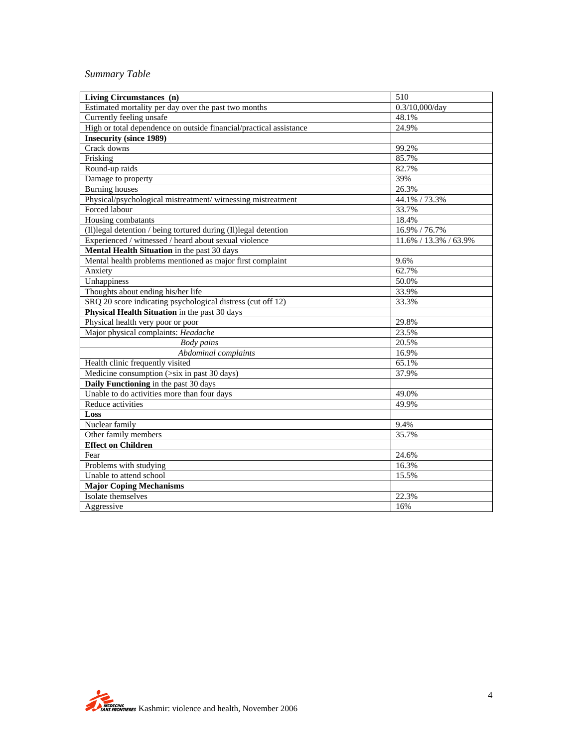*Summary Table*

| **Living Circumstances (n)** | 510 |
|---|---|
| Estimated mortality per day over the past two months | 0.3/10,000/day |
| Currently feeling unsafe | 48.1% |
| High or total dependence on outside financial/practical assistance | 24.9% |
| **Insecurity (since 1989)** | |
| Crack downs | 99.2% |
| Frisking | 85.7% |
| Round-up raids | 82.7% |
| Damage to property | 39% |
| Burning houses | 26.3% |
| Physical/psychological mistreatment/ witnessing mistreatment | 44.1% / 73.3% |
| Forced labour | 33.7% |
| Housing combatants | 18.4% |
| (Il)legal detention / being tortured during (Il)legal detention | 16.9% / 76.7% |
| Experienced / witnessed / heard about sexual violence | 11.6% / 13.3% / 63.9% |
| **Mental Health Situation** in the past 30 days | |
| Mental health problems mentioned as major first complaint | 9.6% |
| Anxiety | 62.7% |
| Unhappiness | 50.0% |
| Thoughts about ending his/her life | 33.9% |
| SRQ 20 score indicating psychological distress (cut off 12) | 33.3% |
| **Physical Health Situation** in the past 30 days | |
| Physical health very poor or poor | 29.8% |
| Major physical complaints: *Headache* | 23.5% |
| *Body pains* | 20.5% |
| *Abdominal complaints* | 16.9% |
| Health clinic frequently visited | 65.1% |
| Medicine consumption (>six in past 30 days) | 37.9% |
| **Daily Functioning** in the past 30 days | |
| Unable to do activities more than four days | 49.0% |
| Reduce activities | 49.9% |
| **Loss** | |
| Nuclear family | 9.4% |
| Other family members | 35.7% |
| **Effect on Children** | |
| Fear | 24.6% |
| Problems with studying | 16.3% |
| Unable to attend school | 15.5% |
| **Major Coping Mechanisms** | |
| Isolate themselves | 22.3% |
| Aggressive | 16% |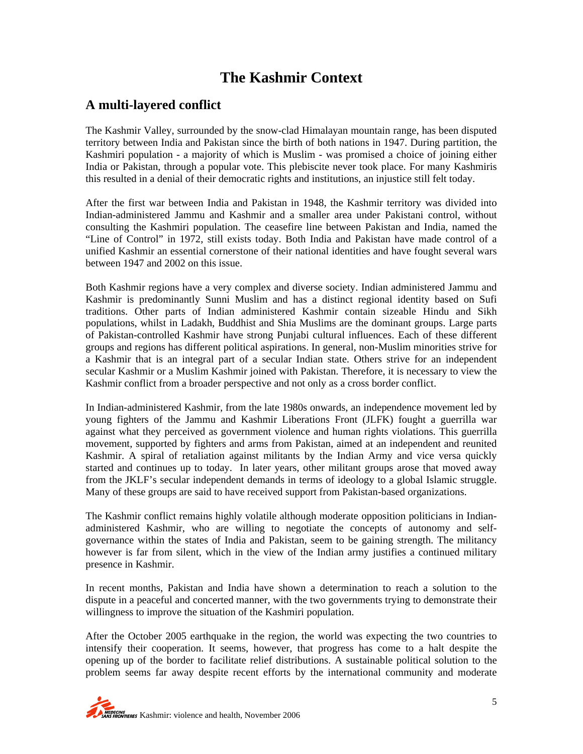# The Kashmir Context

## A multi-layered conflict

The Kashmir Valley, surrounded by the snow-clad Himalayan mountain range, has been disputed territory between India and Pakistan since the birth of both nations in 1947. During partition, the Kashmiri population - a majority of which is Muslim - was promised a choice of joining either India or Pakistan, through a popular vote. This plebiscite never took place. For many Kashmiris this resulted in a denial of their democratic rights and institutions, an injustice still felt today.

After the first war between India and Pakistan in 1948, the Kashmir territory was divided into Indian-administered Jammu and Kashmir and a smaller area under Pakistani control, without consulting the Kashmiri population. The ceasefire line between Pakistan and India, named the "Line of Control" in 1972, still exists today. Both India and Pakistan have made control of a unified Kashmir an essential cornerstone of their national identities and have fought several wars between 1947 and 2002 on this issue.

Both Kashmir regions have a very complex and diverse society. Indian administered Jammu and Kashmir is predominantly Sunni Muslim and has a distinct regional identity based on Sufi traditions. Other parts of Indian administered Kashmir contain sizeable Hindu and Sikh populations, whilst in Ladakh, Buddhist and Shia Muslims are the dominant groups. Large parts of Pakistan-controlled Kashmir have strong Punjabi cultural influences. Each of these different groups and regions has different political aspirations. In general, non-Muslim minorities strive for a Kashmir that is an integral part of a secular Indian state. Others strive for an independent secular Kashmir or a Muslim Kashmir joined with Pakistan. Therefore, it is necessary to view the Kashmir conflict from a broader perspective and not only as a cross border conflict.

In Indian-administered Kashmir, from the late 1980s onwards, an independence movement led by young fighters of the Jammu and Kashmir Liberations Front (JLFK) fought a guerrilla war against what they perceived as government violence and human rights violations. This guerrilla movement, supported by fighters and arms from Pakistan, aimed at an independent and reunited Kashmir. A spiral of retaliation against militants by the Indian Army and vice versa quickly started and continues up to today. In later years, other militant groups arose that moved away from the JKLF's secular independent demands in terms of ideology to a global Islamic struggle. Many of these groups are said to have received support from Pakistan-based organizations.

The Kashmir conflict remains highly volatile although moderate opposition politicians in Indian-administered Kashmir, who are willing to negotiate the concepts of autonomy and self-governance within the states of India and Pakistan, seem to be gaining strength. The militancy however is far from silent, which in the view of the Indian army justifies a continued military presence in Kashmir.

In recent months, Pakistan and India have shown a determination to reach a solution to the dispute in a peaceful and concerted manner, with the two governments trying to demonstrate their willingness to improve the situation of the Kashmiri population.

After the October 2005 earthquake in the region, the world was expecting the two countries to intensify their cooperation. It seems, however, that progress has come to a halt despite the opening up of the border to facilitate relief distributions. A sustainable political solution to the problem seems far away despite recent efforts by the international community and moderate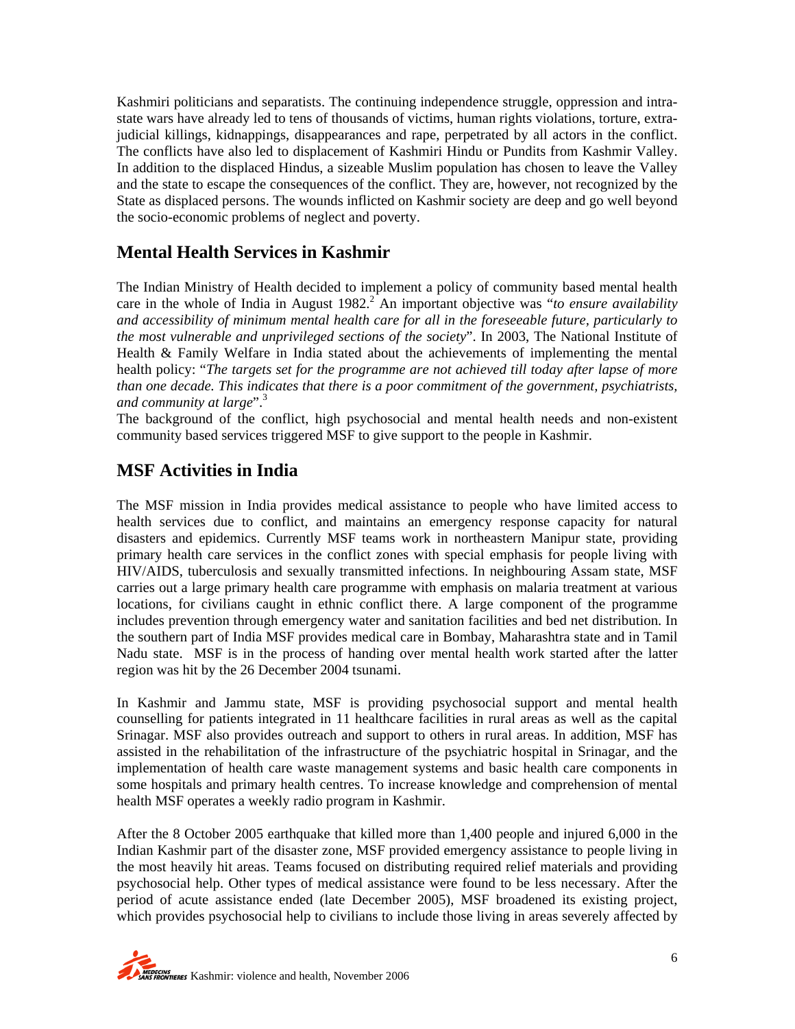Kashmiri politicians and separatists. The continuing independence struggle, oppression and intra-state wars have already led to tens of thousands of victims, human rights violations, torture, extra-judicial killings, kidnappings, disappearances and rape, perpetrated by all actors in the conflict. The conflicts have also led to displacement of Kashmiri Hindu or Pundits from Kashmir Valley. In addition to the displaced Hindus, a sizeable Muslim population has chosen to leave the Valley and the state to escape the consequences of the conflict. They are, however, not recognized by the State as displaced persons. The wounds inflicted on Kashmir society are deep and go well beyond the socio-economic problems of neglect and poverty.

## Mental Health Services in Kashmir

The Indian Ministry of Health decided to implement a policy of community based mental health care in the whole of India in August 1982.[2] An important objective was "*to ensure availability and accessibility of minimum mental health care for all in the foreseeable future, particularly to the most vulnerable and unprivileged sections of the society*". In 2003, The National Institute of Health & Family Welfare in India stated about the achievements of implementing the mental health policy: "*The targets set for the programme are not achieved till today after lapse of more than one decade. This indicates that there is a poor commitment of the government, psychiatrists, and community at large*".[3]

The background of the conflict, high psychosocial and mental health needs and non-existent community based services triggered MSF to give support to the people in Kashmir.

## MSF Activities in India

The MSF mission in India provides medical assistance to people who have limited access to health services due to conflict, and maintains an emergency response capacity for natural disasters and epidemics. Currently MSF teams work in northeastern Manipur state, providing primary health care services in the conflict zones with special emphasis for people living with HIV/AIDS, tuberculosis and sexually transmitted infections. In neighbouring Assam state, MSF carries out a large primary health care programme with emphasis on malaria treatment at various locations, for civilians caught in ethnic conflict there. A large component of the programme includes prevention through emergency water and sanitation facilities and bed net distribution. In the southern part of India MSF provides medical care in Bombay, Maharashtra state and in Tamil Nadu state. MSF is in the process of handing over mental health work started after the latter region was hit by the 26 December 2004 tsunami.

In Kashmir and Jammu state, MSF is providing psychosocial support and mental health counselling for patients integrated in 11 healthcare facilities in rural areas as well as the capital Srinagar. MSF also provides outreach and support to others in rural areas. In addition, MSF has assisted in the rehabilitation of the infrastructure of the psychiatric hospital in Srinagar, and the implementation of health care waste management systems and basic health care components in some hospitals and primary health centres. To increase knowledge and comprehension of mental health MSF operates a weekly radio program in Kashmir.

After the 8 October 2005 earthquake that killed more than 1,400 people and injured 6,000 in the Indian Kashmir part of the disaster zone, MSF provided emergency assistance to people living in the most heavily hit areas. Teams focused on distributing required relief materials and providing psychosocial help. Other types of medical assistance were found to be less necessary. After the period of acute assistance ended (late December 2005), MSF broadened its existing project, which provides psychosocial help to civilians to include those living in areas severely affected by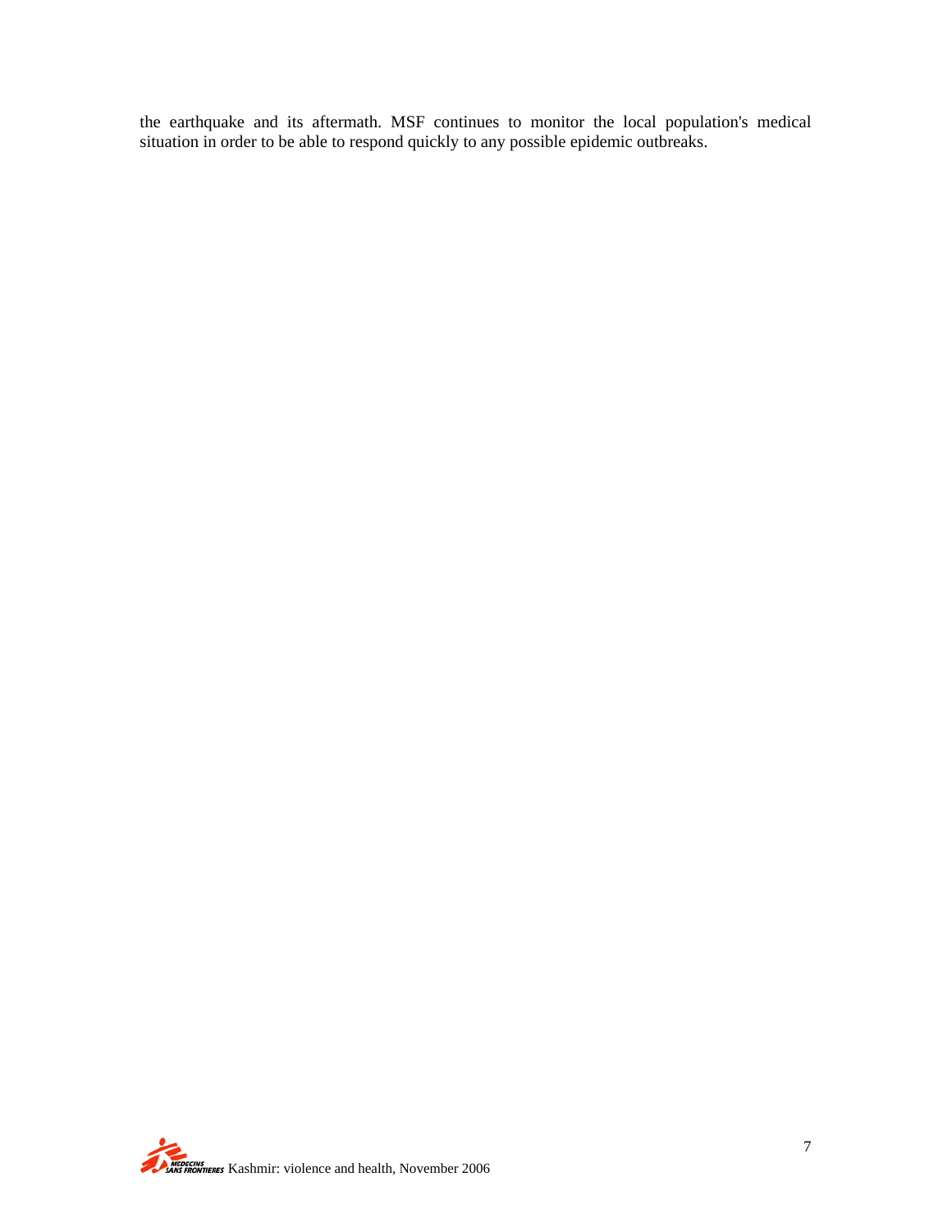the earthquake and its aftermath. MSF continues to monitor the local population's medical situation in order to be able to respond quickly to any possible epidemic outbreaks.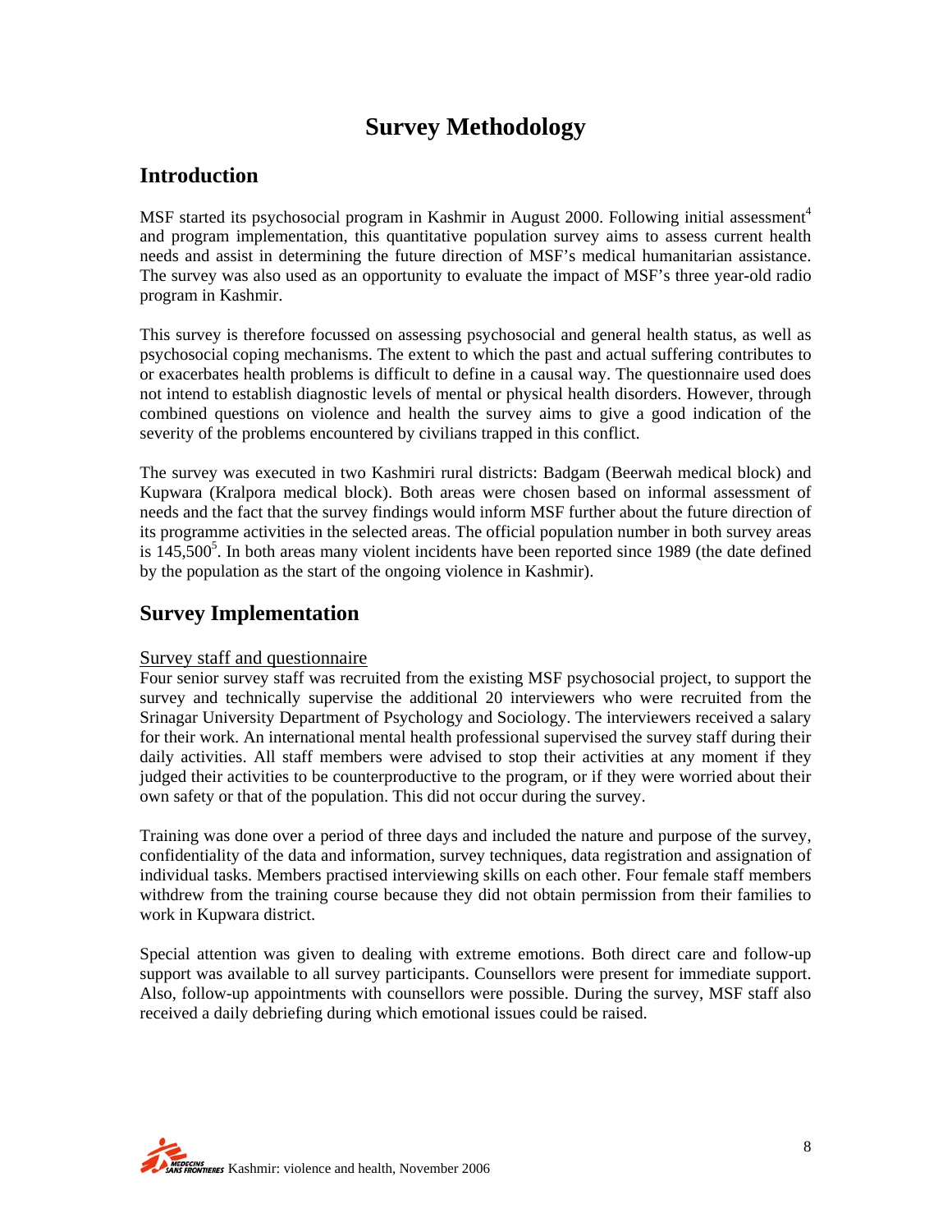# Survey Methodology

## Introduction

MSF started its psychosocial program in Kashmir in August 2000. Following initial assessment[4] and program implementation, this quantitative population survey aims to assess current health needs and assist in determining the future direction of MSF's medical humanitarian assistance. The survey was also used as an opportunity to evaluate the impact of MSF's three year-old radio program in Kashmir.

This survey is therefore focussed on assessing psychosocial and general health status, as well as psychosocial coping mechanisms. The extent to which the past and actual suffering contributes to or exacerbates health problems is difficult to define in a causal way. The questionnaire used does not intend to establish diagnostic levels of mental or physical health disorders. However, through combined questions on violence and health the survey aims to give a good indication of the severity of the problems encountered by civilians trapped in this conflict.

The survey was executed in two Kashmiri rural districts: Badgam (Beerwah medical block) and Kupwara (Kralpora medical block). Both areas were chosen based on informal assessment of needs and the fact that the survey findings would inform MSF further about the future direction of its programme activities in the selected areas. The official population number in both survey areas is 145,500[5]. In both areas many violent incidents have been reported since 1989 (the date defined by the population as the start of the ongoing violence in Kashmir).

## Survey Implementation

<u>Survey staff and questionnaire</u>

Four senior survey staff was recruited from the existing MSF psychosocial project, to support the survey and technically supervise the additional 20 interviewers who were recruited from the Srinagar University Department of Psychology and Sociology. The interviewers received a salary for their work. An international mental health professional supervised the survey staff during their daily activities. All staff members were advised to stop their activities at any moment if they judged their activities to be counterproductive to the program, or if they were worried about their own safety or that of the population. This did not occur during the survey.

Training was done over a period of three days and included the nature and purpose of the survey, confidentiality of the data and information, survey techniques, data registration and assignation of individual tasks. Members practised interviewing skills on each other. Four female staff members withdrew from the training course because they did not obtain permission from their families to work in Kupwara district.

Special attention was given to dealing with extreme emotions. Both direct care and follow-up support was available to all survey participants. Counsellors were present for immediate support. Also, follow-up appointments with counsellors were possible. During the survey, MSF staff also received a daily debriefing during which emotional issues could be raised.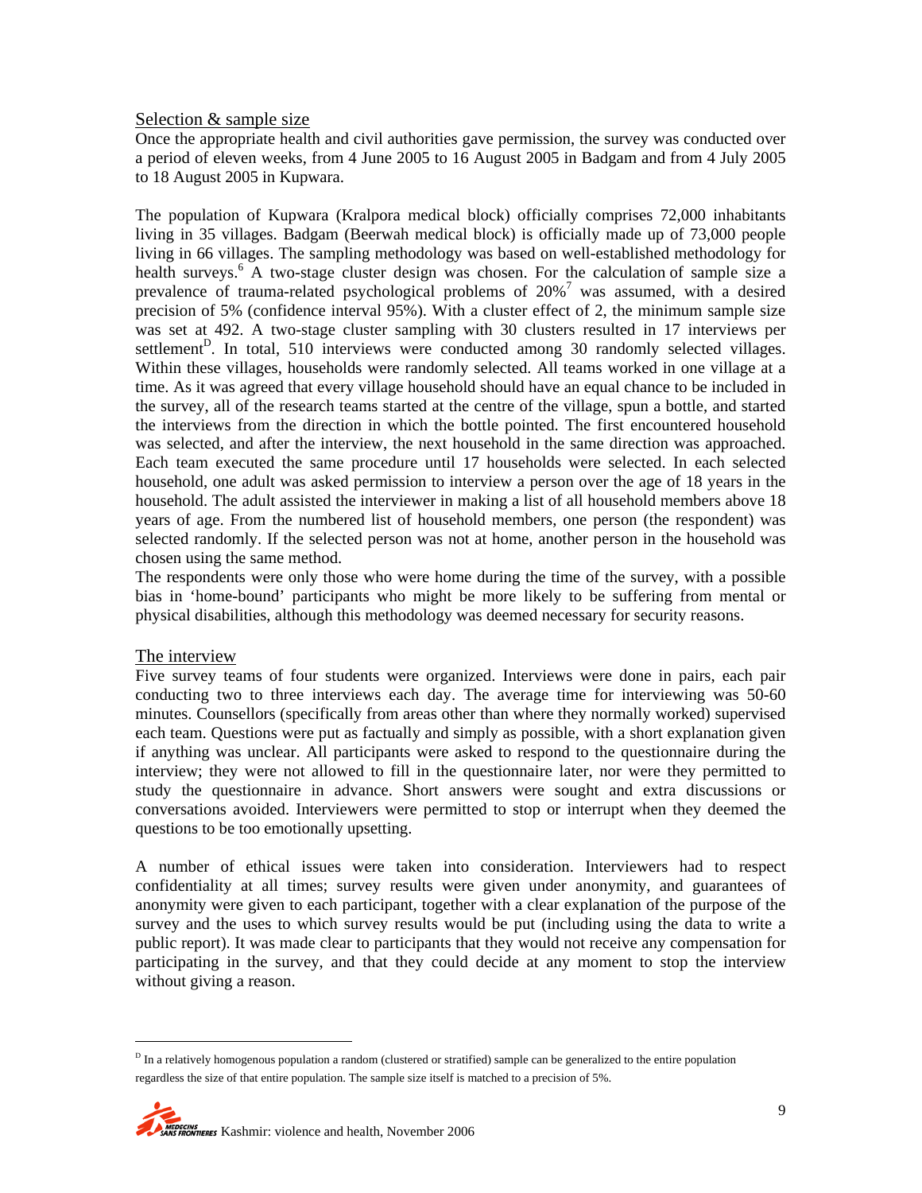## Selection & sample size

Once the appropriate health and civil authorities gave permission, the survey was conducted over a period of eleven weeks, from 4 June 2005 to 16 August 2005 in Badgam and from 4 July 2005 to 18 August 2005 in Kupwara.

The population of Kupwara (Kralpora medical block) officially comprises 72,000 inhabitants living in 35 villages. Badgam (Beerwah medical block) is officially made up of 73,000 people living in 66 villages. The sampling methodology was based on well-established methodology for health surveys.[6] A two-stage cluster design was chosen. For the calculation of sample size a prevalence of trauma-related psychological problems of 20%[7] was assumed, with a desired precision of 5% (confidence interval 95%). With a cluster effect of 2, the minimum sample size was set at 492. A two-stage cluster sampling with 30 clusters resulted in 17 interviews per settlement[D]. In total, 510 interviews were conducted among 30 randomly selected villages. Within these villages, households were randomly selected. All teams worked in one village at a time. As it was agreed that every village household should have an equal chance to be included in the survey, all of the research teams started at the centre of the village, spun a bottle, and started the interviews from the direction in which the bottle pointed. The first encountered household was selected, and after the interview, the next household in the same direction was approached. Each team executed the same procedure until 17 households were selected. In each selected household, one adult was asked permission to interview a person over the age of 18 years in the household. The adult assisted the interviewer in making a list of all household members above 18 years of age. From the numbered list of household members, one person (the respondent) was selected randomly. If the selected person was not at home, another person in the household was chosen using the same method.

The respondents were only those who were home during the time of the survey, with a possible bias in 'home-bound' participants who might be more likely to be suffering from mental or physical disabilities, although this methodology was deemed necessary for security reasons.

## The interview

Five survey teams of four students were organized. Interviews were done in pairs, each pair conducting two to three interviews each day. The average time for interviewing was 50-60 minutes. Counsellors (specifically from areas other than where they normally worked) supervised each team. Questions were put as factually and simply as possible, with a short explanation given if anything was unclear. All participants were asked to respond to the questionnaire during the interview; they were not allowed to fill in the questionnaire later, nor were they permitted to study the questionnaire in advance. Short answers were sought and extra discussions or conversations avoided. Interviewers were permitted to stop or interrupt when they deemed the questions to be too emotionally upsetting.

A number of ethical issues were taken into consideration. Interviewers had to respect confidentiality at all times; survey results were given under anonymity, and guarantees of anonymity were given to each participant, together with a clear explanation of the purpose of the survey and the uses to which survey results would be put (including using the data to write a public report). It was made clear to participants that they would not receive any compensation for participating in the survey, and that they could decide at any moment to stop the interview without giving a reason.

---

[D] In a relatively homogenous population a random (clustered or stratified) sample can be generalized to the entire population regardless the size of that entire population. The sample size itself is matched to a precision of 5%.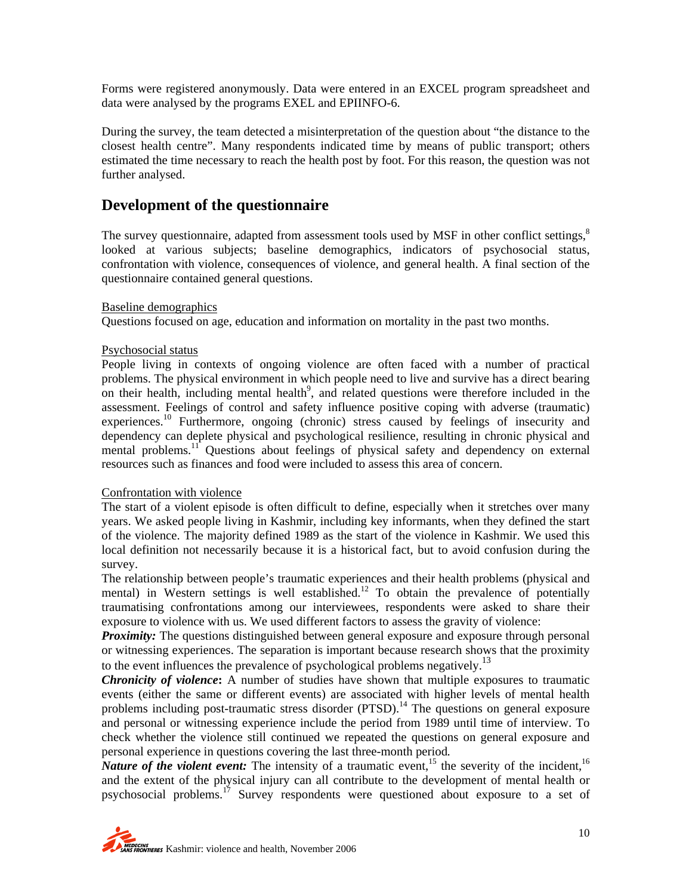Forms were registered anonymously. Data were entered in an EXCEL program spreadsheet and data were analysed by the programs EXEL and EPIINFO-6.

During the survey, the team detected a misinterpretation of the question about "the distance to the closest health centre". Many respondents indicated time by means of public transport; others estimated the time necessary to reach the health post by foot. For this reason, the question was not further analysed.

## Development of the questionnaire

The survey questionnaire, adapted from assessment tools used by MSF in other conflict settings,[8] looked at various subjects; baseline demographics, indicators of psychosocial status, confrontation with violence, consequences of violence, and general health. A final section of the questionnaire contained general questions.

Baseline demographics

Questions focused on age, education and information on mortality in the past two months.

Psychosocial status

People living in contexts of ongoing violence are often faced with a number of practical problems. The physical environment in which people need to live and survive has a direct bearing on their health, including mental health[9], and related questions were therefore included in the assessment. Feelings of control and safety influence positive coping with adverse (traumatic) experiences.[10] Furthermore, ongoing (chronic) stress caused by feelings of insecurity and dependency can deplete physical and psychological resilience, resulting in chronic physical and mental problems.[11] Questions about feelings of physical safety and dependency on external resources such as finances and food were included to assess this area of concern.

Confrontation with violence

The start of a violent episode is often difficult to define, especially when it stretches over many years. We asked people living in Kashmir, including key informants, when they defined the start of the violence. The majority defined 1989 as the start of the violence in Kashmir. We used this local definition not necessarily because it is a historical fact, but to avoid confusion during the survey.

The relationship between people's traumatic experiences and their health problems (physical and mental) in Western settings is well established.[12] To obtain the prevalence of potentially traumatising confrontations among our interviewees, respondents were asked to share their exposure to violence with us. We used different factors to assess the gravity of violence:

***Proximity:*** The questions distinguished between general exposure and exposure through personal or witnessing experiences. The separation is important because research shows that the proximity to the event influences the prevalence of psychological problems negatively.[13]

***Chronicity of violence*:** A number of studies have shown that multiple exposures to traumatic events (either the same or different events) are associated with higher levels of mental health problems including post-traumatic stress disorder (PTSD).[14] The questions on general exposure and personal or witnessing experience include the period from 1989 until time of interview. To check whether the violence still continued we repeated the questions on general exposure and personal experience in questions covering the last three-month period.

***Nature of the violent event:*** The intensity of a traumatic event,[15] the severity of the incident,[16] and the extent of the physical injury can all contribute to the development of mental health or psychosocial problems.[17] Survey respondents were questioned about exposure to a set of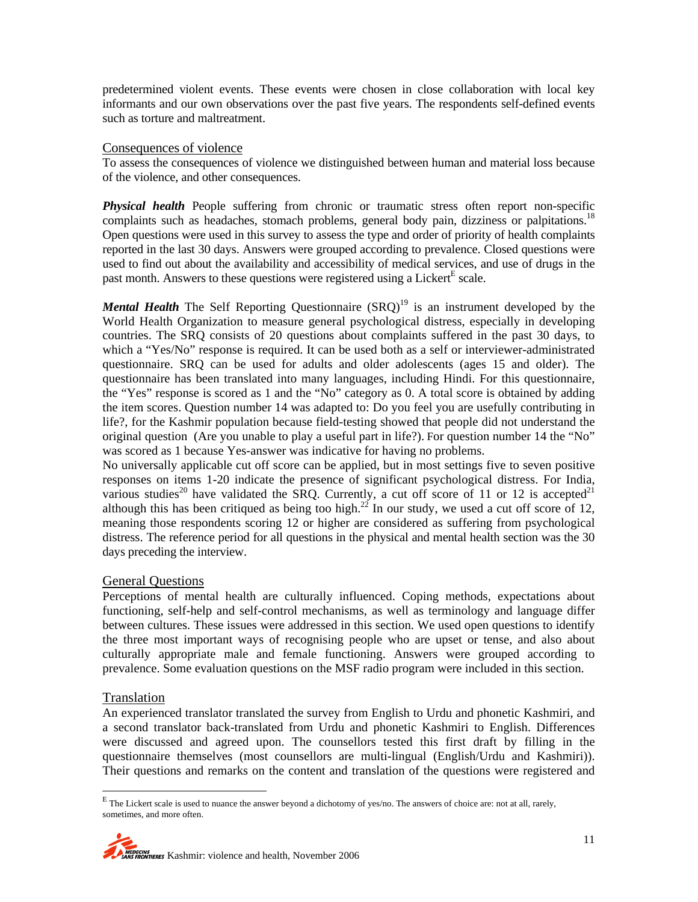predetermined violent events. These events were chosen in close collaboration with local key informants and our own observations over the past five years. The respondents self-defined events such as torture and maltreatment.

### Consequences of violence

To assess the consequences of violence we distinguished between human and material loss because of the violence, and other consequences.

***Physical health*** People suffering from chronic or traumatic stress often report non-specific complaints such as headaches, stomach problems, general body pain, dizziness or palpitations.[18] Open questions were used in this survey to assess the type and order of priority of health complaints reported in the last 30 days. Answers were grouped according to prevalence. Closed questions were used to find out about the availability and accessibility of medical services, and use of drugs in the past month. Answers to these questions were registered using a Lickert[E] scale.

***Mental Health*** The Self Reporting Questionnaire (SRQ)[19] is an instrument developed by the World Health Organization to measure general psychological distress, especially in developing countries. The SRQ consists of 20 questions about complaints suffered in the past 30 days, to which a "Yes/No" response is required. It can be used both as a self or interviewer-administrated questionnaire. SRQ can be used for adults and older adolescents (ages 15 and older). The questionnaire has been translated into many languages, including Hindi. For this questionnaire, the "Yes" response is scored as 1 and the "No" category as 0. A total score is obtained by adding the item scores. Question number 14 was adapted to: Do you feel you are usefully contributing in life?, for the Kashmir population because field-testing showed that people did not understand the original question (Are you unable to play a useful part in life?). For question number 14 the "No" was scored as 1 because Yes-answer was indicative for having no problems.

No universally applicable cut off score can be applied, but in most settings five to seven positive responses on items 1-20 indicate the presence of significant psychological distress. For India, various studies[20] have validated the SRQ. Currently, a cut off score of 11 or 12 is accepted[21] although this has been critiqued as being too high.[22] In our study, we used a cut off score of 12, meaning those respondents scoring 12 or higher are considered as suffering from psychological distress. The reference period for all questions in the physical and mental health section was the 30 days preceding the interview.

### General Questions

Perceptions of mental health are culturally influenced. Coping methods, expectations about functioning, self-help and self-control mechanisms, as well as terminology and language differ between cultures. These issues were addressed in this section. We used open questions to identify the three most important ways of recognising people who are upset or tense, and also about culturally appropriate male and female functioning. Answers were grouped according to prevalence. Some evaluation questions on the MSF radio program were included in this section.

### Translation

An experienced translator translated the survey from English to Urdu and phonetic Kashmiri, and a second translator back-translated from Urdu and phonetic Kashmiri to English. Differences were discussed and agreed upon. The counsellors tested this first draft by filling in the questionnaire themselves (most counsellors are multi-lingual (English/Urdu and Kashmiri)). Their questions and remarks on the content and translation of the questions were registered and

---

[E] The Lickert scale is used to nuance the answer beyond a dichotomy of yes/no. The answers of choice are: not at all, rarely, sometimes, and more often.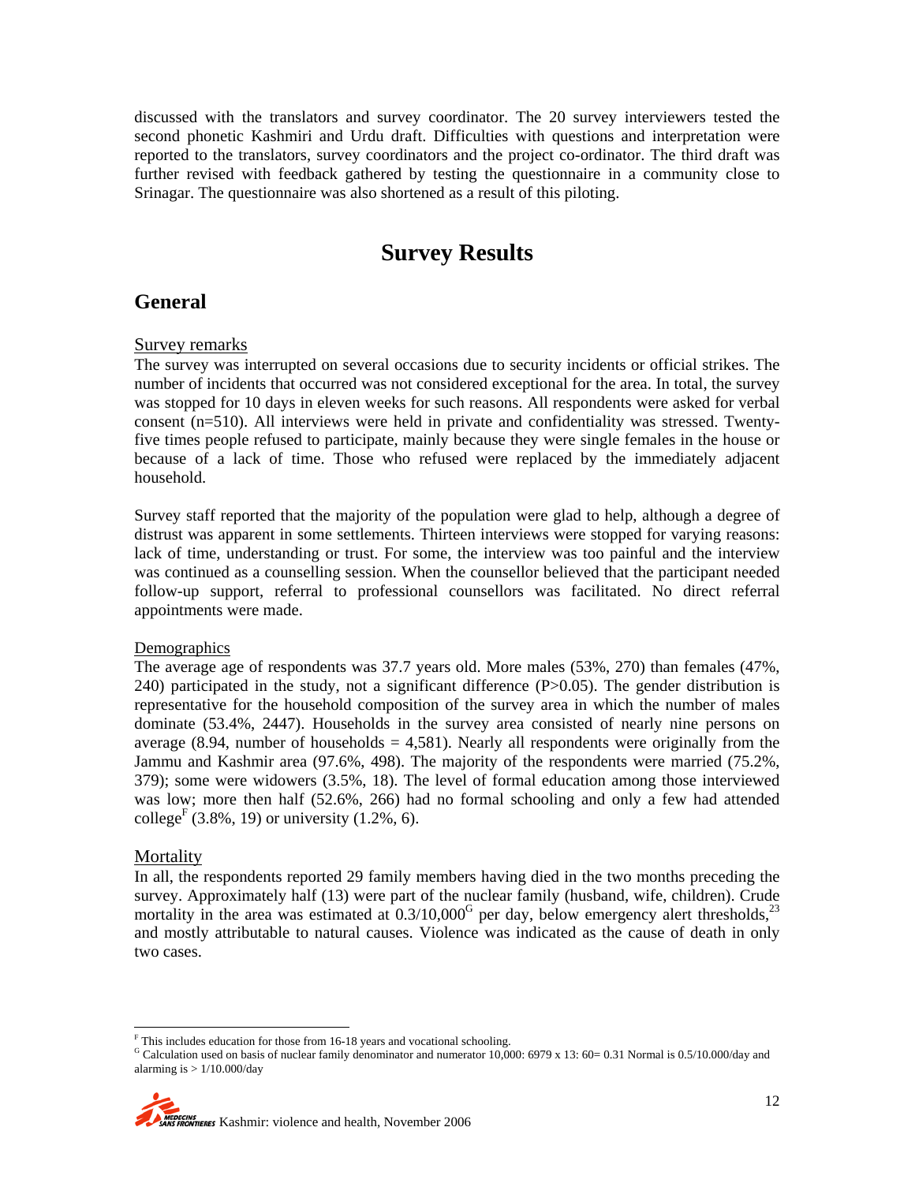discussed with the translators and survey coordinator. The 20 survey interviewers tested the second phonetic Kashmiri and Urdu draft. Difficulties with questions and interpretation were reported to the translators, survey coordinators and the project co-ordinator. The third draft was further revised with feedback gathered by testing the questionnaire in a community close to Srinagar. The questionnaire was also shortened as a result of this piloting.

# Survey Results

## General

### Survey remarks

The survey was interrupted on several occasions due to security incidents or official strikes. The number of incidents that occurred was not considered exceptional for the area. In total, the survey was stopped for 10 days in eleven weeks for such reasons. All respondents were asked for verbal consent (n=510). All interviews were held in private and confidentiality was stressed. Twenty-five times people refused to participate, mainly because they were single females in the house or because of a lack of time. Those who refused were replaced by the immediately adjacent household.

Survey staff reported that the majority of the population were glad to help, although a degree of distrust was apparent in some settlements. Thirteen interviews were stopped for varying reasons: lack of time, understanding or trust. For some, the interview was too painful and the interview was continued as a counselling session. When the counsellor believed that the participant needed follow-up support, referral to professional counsellors was facilitated. No direct referral appointments were made.

### Demographics

The average age of respondents was 37.7 years old. More males (53%, 270) than females (47%, 240) participated in the study, not a significant difference ($P>0.05$). The gender distribution is representative for the household composition of the survey area in which the number of males dominate (53.4%, 2447). Households in the survey area consisted of nearly nine persons on average (8.94, number of households = 4,581). Nearly all respondents were originally from the Jammu and Kashmir area (97.6%, 498). The majority of the respondents were married (75.2%, 379); some were widowers (3.5%, 18). The level of formal education among those interviewed was low; more then half (52.6%, 266) had no formal schooling and only a few had attended college[F] (3.8%, 19) or university (1.2%, 6).

### Mortality

In all, the respondents reported 29 family members having died in the two months preceding the survey. Approximately half (13) were part of the nuclear family (husband, wife, children). Crude mortality in the area was estimated at 0.3/10,000[G] per day, below emergency alert thresholds,[23] and mostly attributable to natural causes. Violence was indicated as the cause of death in only two cases.

---

[F] This includes education for those from 16-18 years and vocational schooling.

[G] Calculation used on basis of nuclear family denominator and numerator 10,000: 6979 x 13: 60= 0.31 Normal is 0.5/10.000/day and alarming is > 1/10.000/day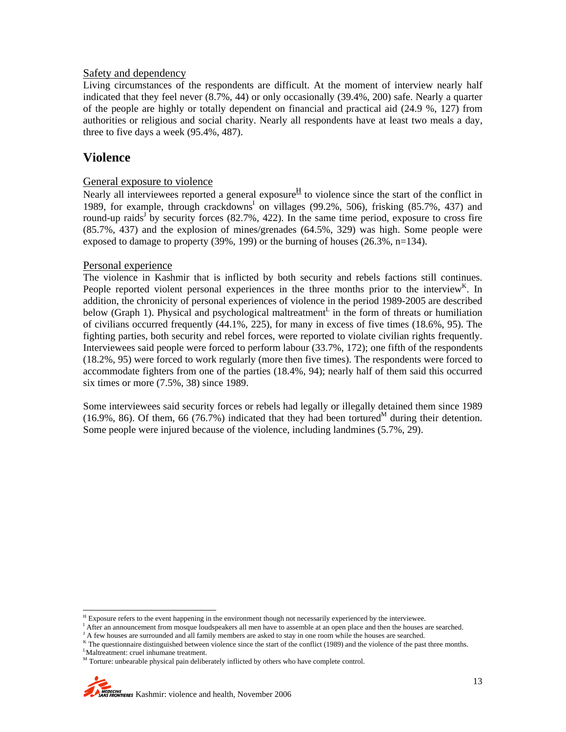Safety and dependency

Living circumstances of the respondents are difficult. At the moment of interview nearly half indicated that they feel never (8.7%, 44) or only occasionally (39.4%, 200) safe. Nearly a quarter of the people are highly or totally dependent on financial and practical aid (24.9 %, 127) from authorities or religious and social charity. Nearly all respondents have at least two meals a day, three to five days a week (95.4%, 487).

## Violence

General exposure to violence

Nearly all interviewees reported a general exposure[H] to violence since the start of the conflict in 1989, for example, through crackdowns[I] on villages (99.2%, 506), frisking (85.7%, 437) and round-up raids[J] by security forces (82.7%, 422). In the same time period, exposure to cross fire (85.7%, 437) and the explosion of mines/grenades (64.5%, 329) was high. Some people were exposed to damage to property (39%, 199) or the burning of houses (26.3%, n=134).

Personal experience

The violence in Kashmir that is inflicted by both security and rebels factions still continues. People reported violent personal experiences in the three months prior to the interview[K]. In addition, the chronicity of personal experiences of violence in the period 1989-2005 are described below (Graph 1). Physical and psychological maltreatment[L] in the form of threats or humiliation of civilians occurred frequently (44.1%, 225), for many in excess of five times (18.6%, 95). The fighting parties, both security and rebel forces, were reported to violate civilian rights frequently. Interviewees said people were forced to perform labour (33.7%, 172); one fifth of the respondents (18.2%, 95) were forced to work regularly (more then five times). The respondents were forced to accommodate fighters from one of the parties (18.4%, 94); nearly half of them said this occurred six times or more (7.5%, 38) since 1989.

Some interviewees said security forces or rebels had legally or illegally detained them since 1989 (16.9%, 86). Of them, 66 (76.7%) indicated that they had been tortured[M] during their detention. Some people were injured because of the violence, including landmines (5.7%, 29).

---

[H] Exposure refers to the event happening in the environment though not necessarily experienced by the interviewee.
[I] After an announcement from mosque loudspeakers all men have to assemble at an open place and then the houses are searched.
[J] A few houses are surrounded and all family members are asked to stay in one room while the houses are searched.
[K] The questionnaire distinguished between violence since the start of the conflict (1989) and the violence of the past three months.
[L] Maltreatment: cruel inhumane treatment.
[M] Torture: unbearable physical pain deliberately inflicted by others who have complete control.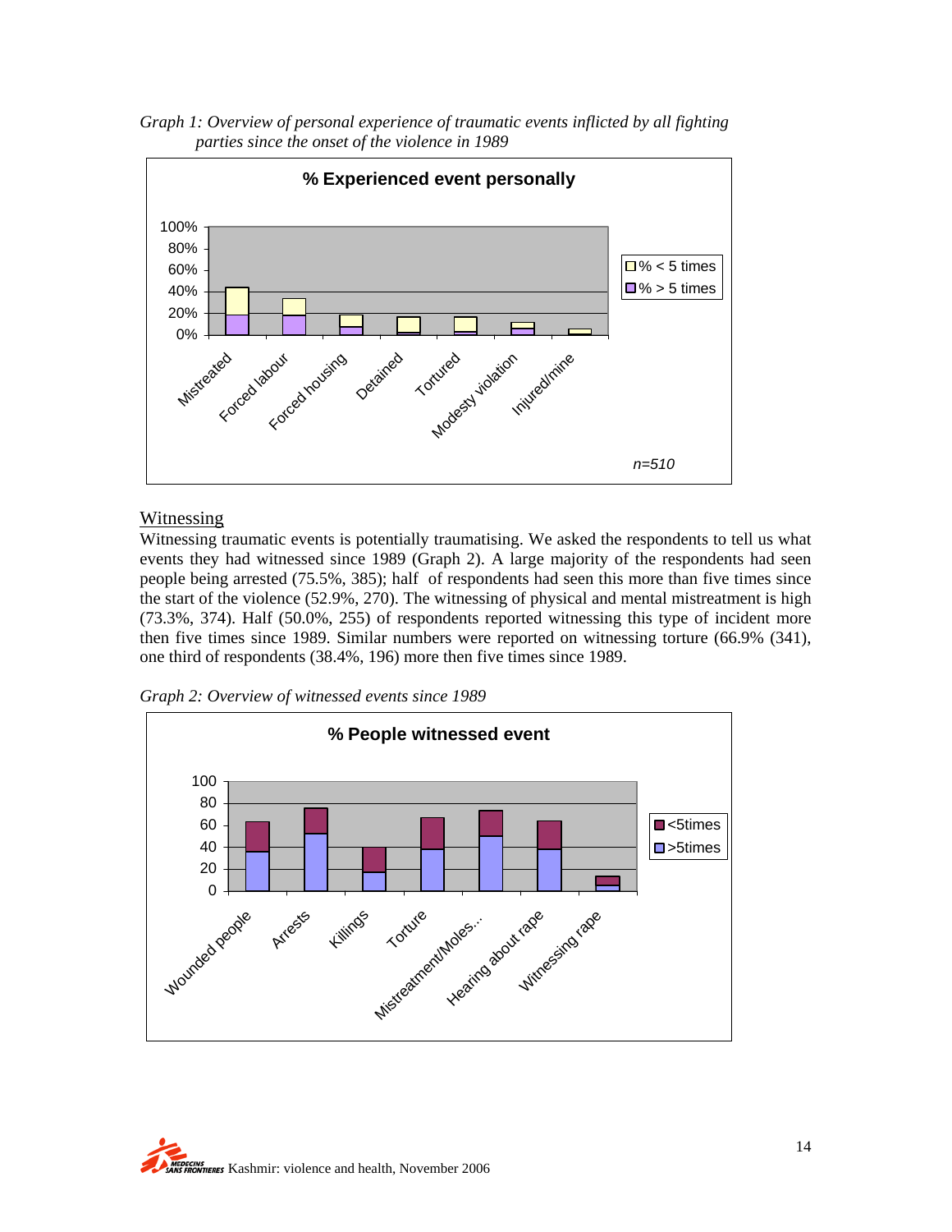*Graph 1: Overview of personal experience of traumatic events inflicted by all fighting parties since the onset of the violence in 1989*

**% Experienced event personally**

Legend: % < 5 times; % > 5 times

Categories: Mistreated, Forced labour, Forced housing, Detained, Tortured, Modesty violation, Injured/mine

*n=510*

## Witnessing

Witnessing traumatic events is potentially traumatising. We asked the respondents to tell us what events they had witnessed since 1989 (Graph 2). A large majority of the respondents had seen people being arrested (75.5%, 385); half of respondents had seen this more than five times since the start of the violence (52.9%, 270). The witnessing of physical and mental mistreatment is high (73.3%, 374). Half (50.0%, 255) of respondents reported witnessing this type of incident more then five times since 1989. Similar numbers were reported on witnessing torture (66.9% (341), one third of respondents (38.4%, 196) more then five times since 1989.

*Graph 2: Overview of witnessed events since 1989*

**% People witnessed event**

Legend: <5times; >5times

Categories: Wounded people, Arrests, Killings, Torture, Mistreatment/Moles..., Hearing about rape, Witnessing rape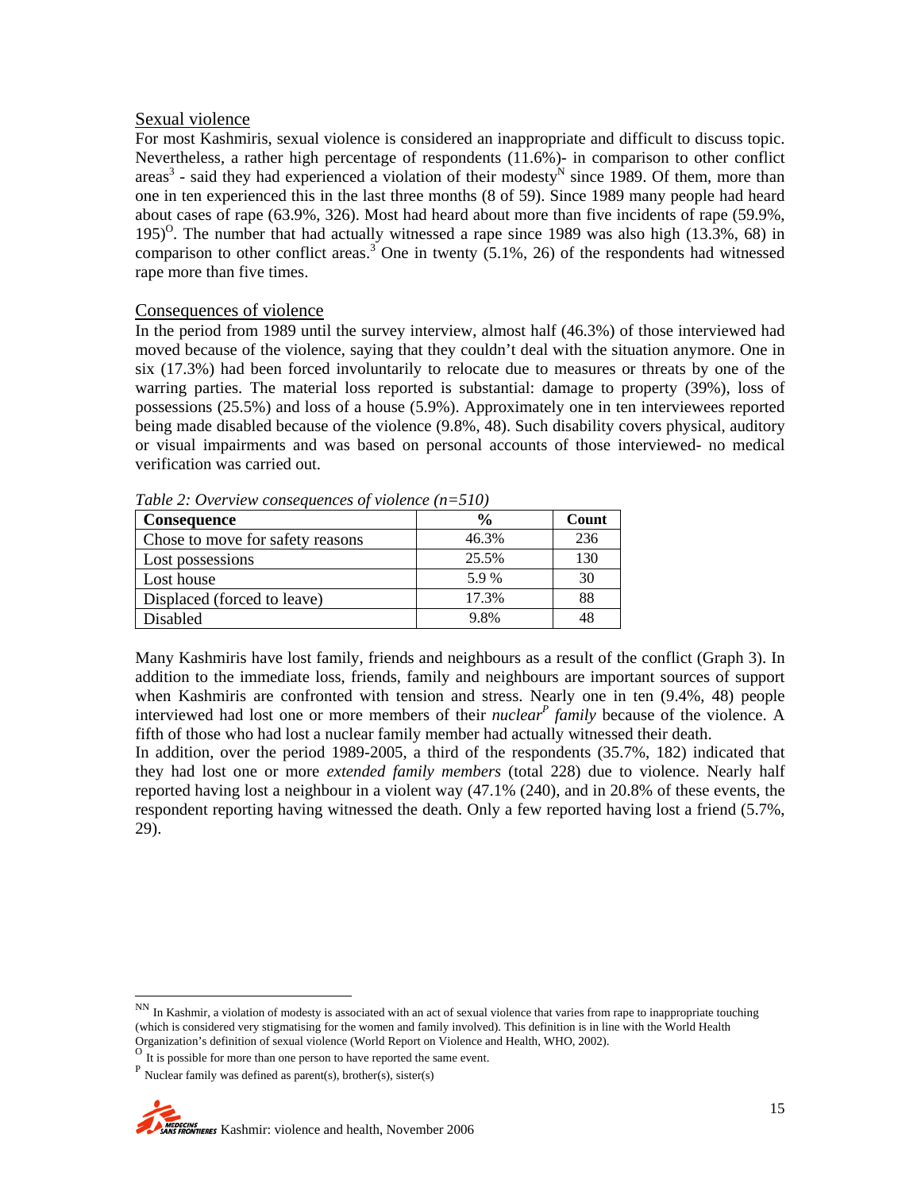## Sexual violence

For most Kashmiris, sexual violence is considered an inappropriate and difficult to discuss topic. Nevertheless, a rather high percentage of respondents (11.6%)- in comparison to other conflict areas[3] - said they had experienced a violation of their modesty[N] since 1989. Of them, more than one in ten experienced this in the last three months (8 of 59). Since 1989 many people had heard about cases of rape (63.9%, 326). Most had heard about more than five incidents of rape (59.9%, 195)[O]. The number that had actually witnessed a rape since 1989 was also high (13.3%, 68) in comparison to other conflict areas.[3] One in twenty (5.1%, 26) of the respondents had witnessed rape more than five times.

## Consequences of violence

In the period from 1989 until the survey interview, almost half (46.3%) of those interviewed had moved because of the violence, saying that they couldn't deal with the situation anymore. One in six (17.3%) had been forced involuntarily to relocate due to measures or threats by one of the warring parties. The material loss reported is substantial: damage to property (39%), loss of possessions (25.5%) and loss of a house (5.9%). Approximately one in ten interviewees reported being made disabled because of the violence (9.8%, 48). Such disability covers physical, auditory or visual impairments and was based on personal accounts of those interviewed- no medical verification was carried out.

*Table 2: Overview consequences of violence (n=510)*

| Consequence | % | Count |
|---|---|---|
| Chose to move for safety reasons | 46.3% | 236 |
| Lost possessions | 25.5% | 130 |
| Lost house | 5.9 % | 30 |
| Displaced (forced to leave) | 17.3% | 88 |
| Disabled | 9.8% | 48 |

Many Kashmiris have lost family, friends and neighbours as a result of the conflict (Graph 3). In addition to the immediate loss, friends, family and neighbours are important sources of support when Kashmiris are confronted with tension and stress. Nearly one in ten (9.4%, 48) people interviewed had lost one or more members of their *nuclear*[P] *family* because of the violence. A fifth of those who had lost a nuclear family member had actually witnessed their death.

In addition, over the period 1989-2005, a third of the respondents (35.7%, 182) indicated that they had lost one or more *extended family members* (total 228) due to violence. Nearly half reported having lost a neighbour in a violent way (47.1% (240), and in 20.8% of these events, the respondent reporting having witnessed the death. Only a few reported having lost a friend (5.7%, 29).

---

[NN] In Kashmir, a violation of modesty is associated with an act of sexual violence that varies from rape to inappropriate touching (which is considered very stigmatising for the women and family involved). This definition is in line with the World Health Organization's definition of sexual violence (World Report on Violence and Health, WHO, 2002).

[O] It is possible for more than one person to have reported the same event.

[P] Nuclear family was defined as parent(s), brother(s), sister(s)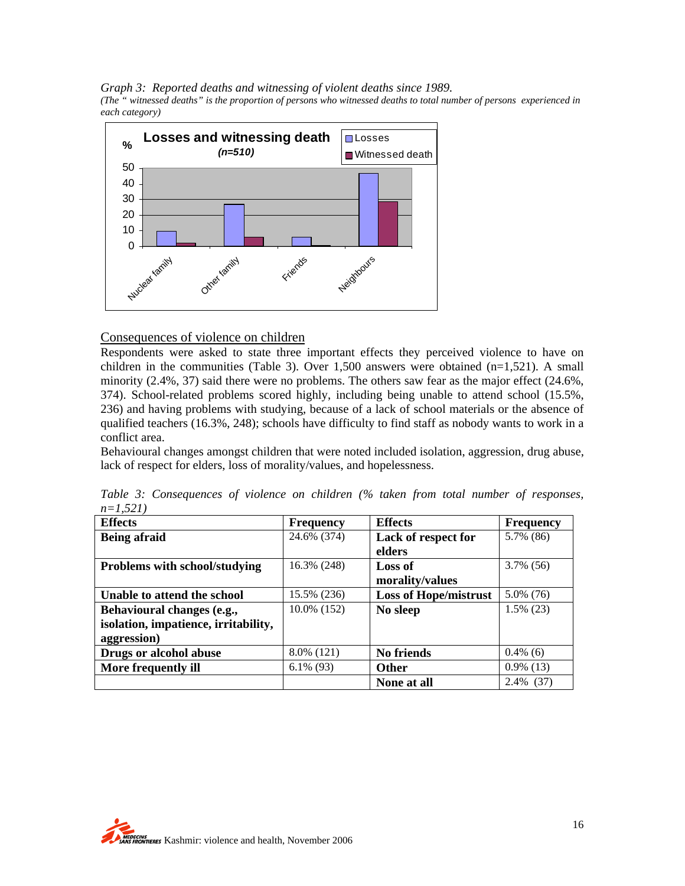*Graph 3: Reported deaths and witnessing of violent deaths since 1989.*

*(The " witnessed deaths" is the proportion of persons who witnessed deaths to total number of persons experienced in each category)*

## Consequences of violence on children

Respondents were asked to state three important effects they perceived violence to have on children in the communities (Table 3). Over 1,500 answers were obtained (n=1,521). A small minority (2.4%, 37) said there were no problems. The others saw fear as the major effect (24.6%, 374). School-related problems scored highly, including being unable to attend school (15.5%, 236) and having problems with studying, because of a lack of school materials or the absence of qualified teachers (16.3%, 248); schools have difficulty to find staff as nobody wants to work in a conflict area.

Behavioural changes amongst children that were noted included isolation, aggression, drug abuse, lack of respect for elders, loss of morality/values, and hopelessness.

*Table 3: Consequences of violence on children (% taken from total number of responses, n=1,521)*

| Effects | Frequency | Effects | Frequency |
|---|---|---|---|
| **Being afraid** | 24.6% (374) | **Lack of respect for elders** | 5.7% (86) |
| **Problems with school/studying** | 16.3% (248) | **Loss of morality/values** | 3.7% (56) |
| **Unable to attend the school** | 15.5% (236) | **Loss of Hope/mistrust** | 5.0% (76) |
| **Behavioural changes (e.g., isolation, impatience, irritability, aggression)** | 10.0% (152) | **No sleep** | 1.5% (23) |
| **Drugs or alcohol abuse** | 8.0% (121) | **No friends** | 0.4% (6) |
| **More frequently ill** | 6.1% (93) | **Other** | 0.9% (13) |
| | | **None at all** | 2.4% (37) |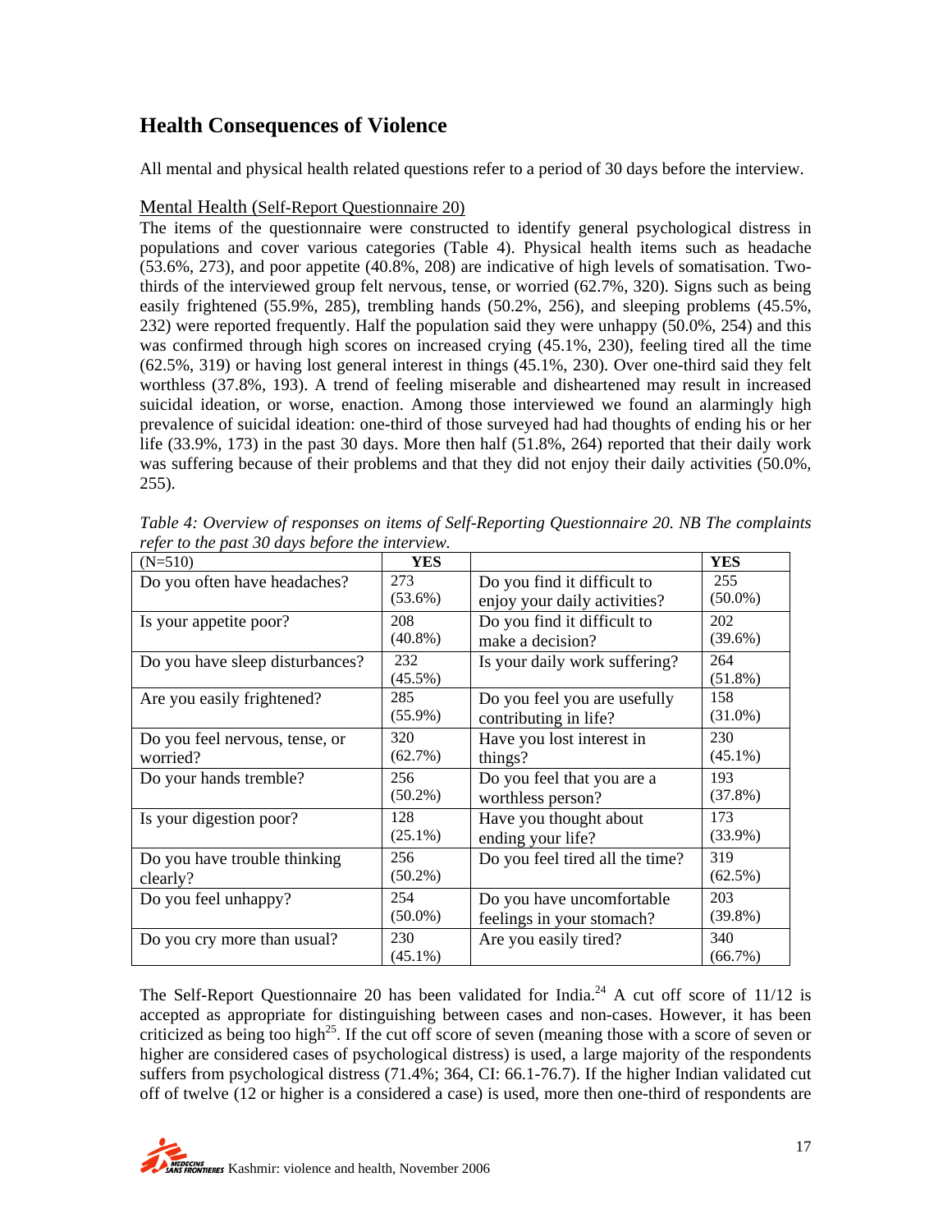## Health Consequences of Violence

All mental and physical health related questions refer to a period of 30 days before the interview.

### Mental Health (Self-Report Questionnaire 20)

The items of the questionnaire were constructed to identify general psychological distress in populations and cover various categories (Table 4). Physical health items such as headache (53.6%, 273), and poor appetite (40.8%, 208) are indicative of high levels of somatisation. Two-thirds of the interviewed group felt nervous, tense, or worried (62.7%, 320). Signs such as being easily frightened (55.9%, 285), trembling hands (50.2%, 256), and sleeping problems (45.5%, 232) were reported frequently. Half the population said they were unhappy (50.0%, 254) and this was confirmed through high scores on increased crying (45.1%, 230), feeling tired all the time (62.5%, 319) or having lost general interest in things (45.1%, 230). Over one-third said they felt worthless (37.8%, 193). A trend of feeling miserable and disheartened may result in increased suicidal ideation, or worse, enaction. Among those interviewed we found an alarmingly high prevalence of suicidal ideation: one-third of those surveyed had had thoughts of ending his or her life (33.9%, 173) in the past 30 days. More then half (51.8%, 264) reported that their daily work was suffering because of their problems and that they did not enjoy their daily activities (50.0%, 255).

*Table 4: Overview of responses on items of Self-Reporting Questionnaire 20. NB The complaints refer to the past 30 days before the interview.*

| (N=510) | YES | | YES |
|---|---|---|---|
| Do you often have headaches? | 273 (53.6%) | Do you find it difficult to enjoy your daily activities? | 255 (50.0%) |
| Is your appetite poor? | 208 (40.8%) | Do you find it difficult to make a decision? | 202 (39.6%) |
| Do you have sleep disturbances? | 232 (45.5%) | Is your daily work suffering? | 264 (51.8%) |
| Are you easily frightened? | 285 (55.9%) | Do you feel you are usefully contributing in life? | 158 (31.0%) |
| Do you feel nervous, tense, or worried? | 320 (62.7%) | Have you lost interest in things? | 230 (45.1%) |
| Do your hands tremble? | 256 (50.2%) | Do you feel that you are a worthless person? | 193 (37.8%) |
| Is your digestion poor? | 128 (25.1%) | Have you thought about ending your life? | 173 (33.9%) |
| Do you have trouble thinking clearly? | 256 (50.2%) | Do you feel tired all the time? | 319 (62.5%) |
| Do you feel unhappy? | 254 (50.0%) | Do you have uncomfortable feelings in your stomach? | 203 (39.8%) |
| Do you cry more than usual? | 230 (45.1%) | Are you easily tired? | 340 (66.7%) |

The Self-Report Questionnaire 20 has been validated for India.[24] A cut off score of 11/12 is accepted as appropriate for distinguishing between cases and non-cases. However, it has been criticized as being too high[25]. If the cut off score of seven (meaning those with a score of seven or higher are considered cases of psychological distress) is used, a large majority of the respondents suffers from psychological distress (71.4%; 364, CI: 66.1-76.7). If the higher Indian validated cut off of twelve (12 or higher is a considered a case) is used, more then one-third of respondents are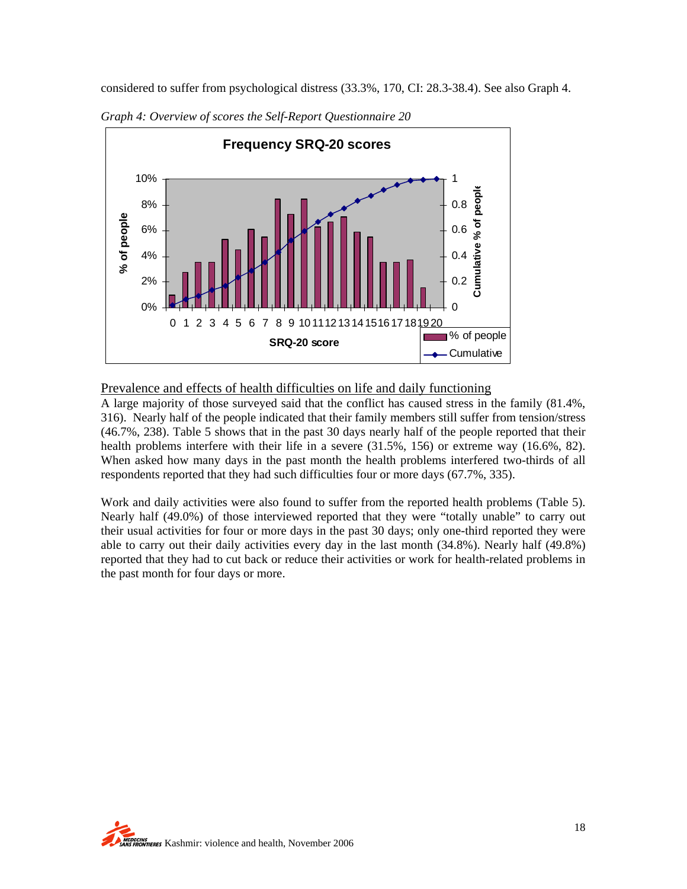considered to suffer from psychological distress (33.3%, 170, CI: 28.3-38.4). See also Graph 4.

*Graph 4: Overview of scores the Self-Report Questionnaire 20*

Prevalence and effects of health difficulties on life and daily functioning

A large majority of those surveyed said that the conflict has caused stress in the family (81.4%, 316). Nearly half of the people indicated that their family members still suffer from tension/stress (46.7%, 238). Table 5 shows that in the past 30 days nearly half of the people reported that their health problems interfere with their life in a severe (31.5%, 156) or extreme way (16.6%, 82). When asked how many days in the past month the health problems interfered two-thirds of all respondents reported that they had such difficulties four or more days (67.7%, 335).

Work and daily activities were also found to suffer from the reported health problems (Table 5). Nearly half (49.0%) of those interviewed reported that they were "totally unable" to carry out their usual activities for four or more days in the past 30 days; only one-third reported they were able to carry out their daily activities every day in the last month (34.8%). Nearly half (49.8%) reported that they had to cut back or reduce their activities or work for health-related problems in the past month for four days or more.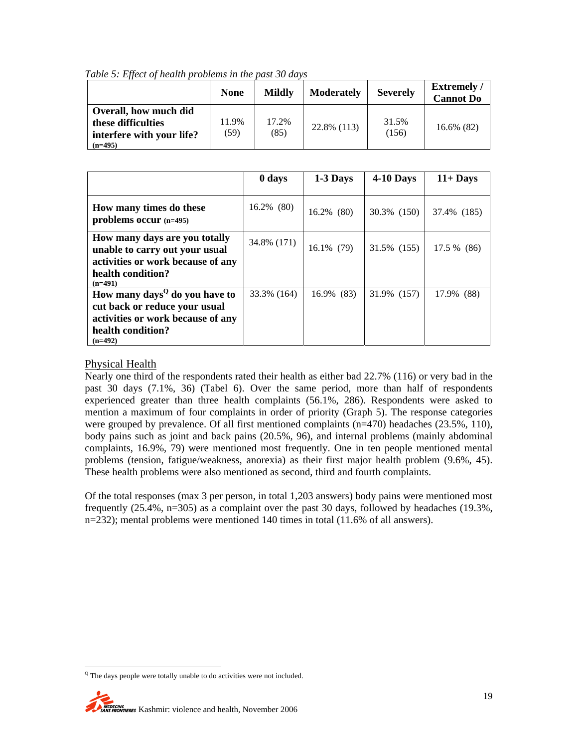*Table 5: Effect of health problems in the past 30 days*

| | None | Mildly | Moderately | Severely | Extremely / Cannot Do |
|---|---|---|---|---|---|
| **Overall, how much did these difficulties interfere with your life? (n=495)** | 11.9% (59) | 17.2% (85) | 22.8% (113) | 31.5% (156) | 16.6% (82) |

| | 0 days | 1-3 Days | 4-10 Days | 11+ Days |
|---|---|---|---|---|
| **How many times do these problems occur (n=495)** | 16.2% (80) | 16.2% (80) | 30.3% (150) | 37.4% (185) |
| **How many days are you totally unable to carry out your usual activities or work because of any health condition? (n=491)** | 34.8% (171) | 16.1% (79) | 31.5% (155) | 17.5 % (86) |
| **How many days[Q] do you have to cut back or reduce your usual activities or work because of any health condition? (n=492)** | 33.3% (164) | 16.9% (83) | 31.9% (157) | 17.9% (88) |

## Physical Health

Nearly one third of the respondents rated their health as either bad 22.7% (116) or very bad in the past 30 days (7.1%, 36) (Tabel 6). Over the same period, more than half of respondents experienced greater than three health complaints (56.1%, 286). Respondents were asked to mention a maximum of four complaints in order of priority (Graph 5). The response categories were grouped by prevalence. Of all first mentioned complaints (n=470) headaches (23.5%, 110), body pains such as joint and back pains (20.5%, 96), and internal problems (mainly abdominal complaints, 16.9%, 79) were mentioned most frequently. One in ten people mentioned mental problems (tension, fatigue/weakness, anorexia) as their first major health problem (9.6%, 45). These health problems were also mentioned as second, third and fourth complaints.

Of the total responses (max 3 per person, in total 1,203 answers) body pains were mentioned most frequently (25.4%, n=305) as a complaint over the past 30 days, followed by headaches (19.3%, n=232); mental problems were mentioned 140 times in total (11.6% of all answers).

[Q] The days people were totally unable to do activities were not included.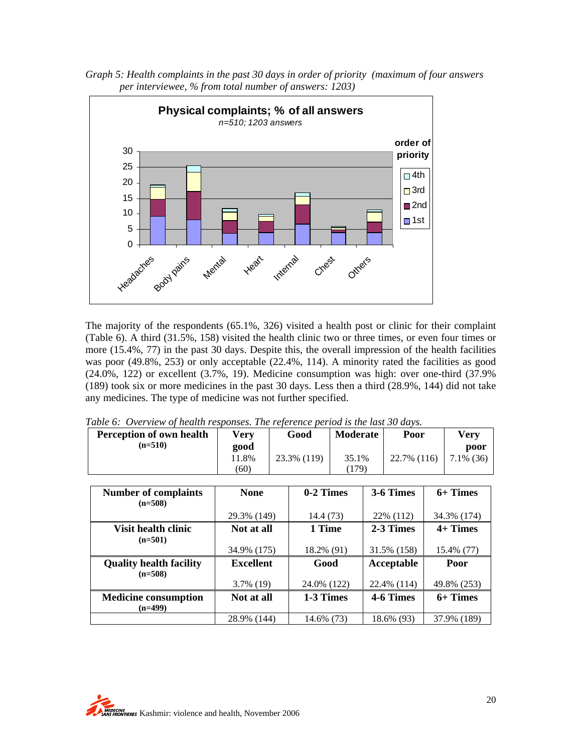*Graph 5: Health complaints in the past 30 days in order of priority (maximum of four answers per interviewee, % from total number of answers: 1203)*

The majority of the respondents (65.1%, 326) visited a health post or clinic for their complaint (Table 6). A third (31.5%, 158) visited the health clinic two or three times, or even four times or more (15.4%, 77) in the past 30 days. Despite this, the overall impression of the health facilities was poor (49.8%, 253) or only acceptable (22.4%, 114). A minority rated the facilities as good (24.0%, 122) or excellent (3.7%, 19). Medicine consumption was high: over one-third (37.9% (189) took six or more medicines in the past 30 days. Less then a third (28.9%, 144) did not take any medicines. The type of medicine was not further specified.

*Table 6: Overview of health responses. The reference period is the last 30 days.*

| Perception of own health (n=510) | Very good | Good | Moderate | Poor | Very poor |
|---|---|---|---|---|---|
| | 11.8% (60) | 23.3% (119) | 35.1% (179) | 22.7% (116) | 7.1% (36) |

| Number of complaints (n=508) | None | 0-2 Times | 3-6 Times | 6+ Times |
|---|---|---|---|---|
| | 29.3% (149) | 14.4 (73) | 22% (112) | 34.3% (174) |
| **Visit health clinic (n=501)** | **Not at all** | **1 Time** | **2-3 Times** | **4+ Times** |
| | 34.9% (175) | 18.2% (91) | 31.5% (158) | 15.4% (77) |
| **Quality health facility (n=508)** | **Excellent** | **Good** | **Acceptable** | **Poor** |
| | 3.7% (19) | 24.0% (122) | 22.4% (114) | 49.8% (253) |
| **Medicine consumption (n=499)** | **Not at all** | **1-3 Times** | **4-6 Times** | **6+ Times** |
| | 28.9% (144) | 14.6% (73) | 18.6% (93) | 37.9% (189) |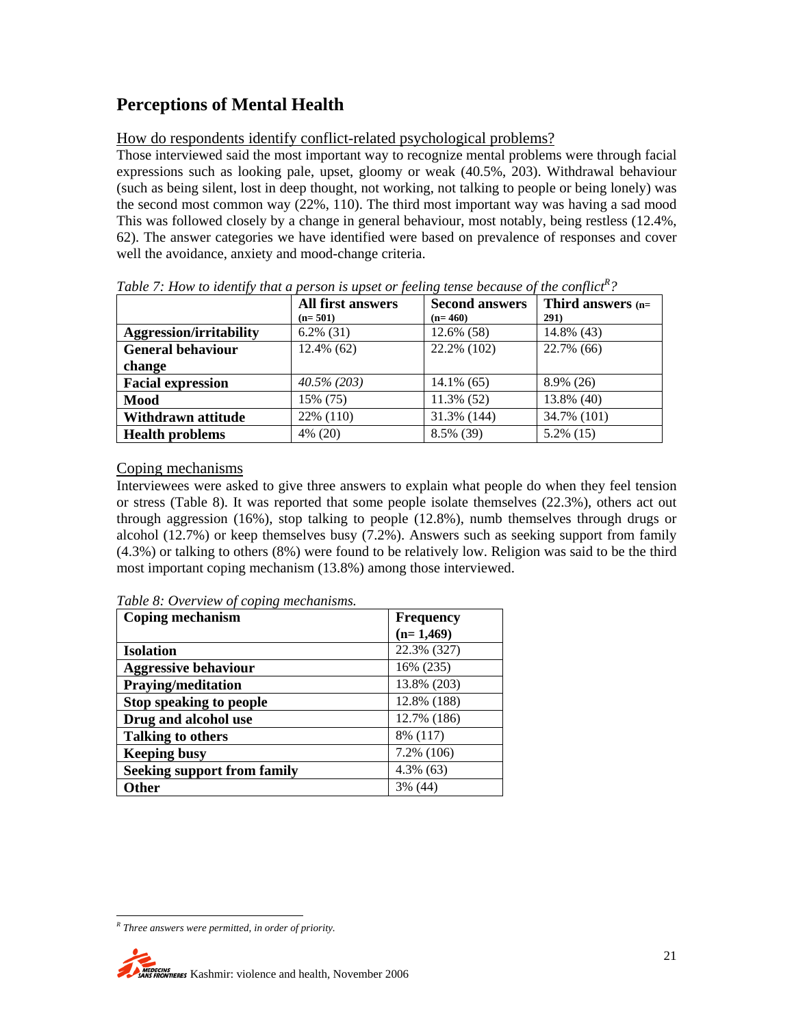## Perceptions of Mental Health

How do respondents identify conflict-related psychological problems?

Those interviewed said the most important way to recognize mental problems were through facial expressions such as looking pale, upset, gloomy or weak (40.5%, 203). Withdrawal behaviour (such as being silent, lost in deep thought, not working, not talking to people or being lonely) was the second most common way (22%, 110). The third most important way was having a sad mood This was followed closely by a change in general behaviour, most notably, being restless (12.4%, 62). The answer categories we have identified were based on prevalence of responses and cover well the avoidance, anxiety and mood-change criteria.

*Table 7: How to identify that a person is upset or feeling tense because of the conflict[R]?*

| | All first answers (n= 501) | Second answers (n= 460) | Third answers (n= 291) |
|---|---|---|---|
| **Aggression/irritability** | 6.2% (31) | 12.6% (58) | 14.8% (43) |
| **General behaviour change** | 12.4% (62) | 22.2% (102) | 22.7% (66) |
| **Facial expression** | *40.5% (203)* | 14.1% (65) | 8.9% (26) |
| **Mood** | 15% (75) | 11.3% (52) | 13.8% (40) |
| **Withdrawn attitude** | 22% (110) | 31.3% (144) | 34.7% (101) |
| **Health problems** | 4% (20) | 8.5% (39) | 5.2% (15) |

Coping mechanisms

Interviewees were asked to give three answers to explain what people do when they feel tension or stress (Table 8). It was reported that some people isolate themselves (22.3%), others act out through aggression (16%), stop talking to people (12.8%), numb themselves through drugs or alcohol (12.7%) or keep themselves busy (7.2%). Answers such as seeking support from family (4.3%) or talking to others (8%) were found to be relatively low. Religion was said to be the third most important coping mechanism (13.8%) among those interviewed.

*Table 8: Overview of coping mechanisms.*

| Coping mechanism | Frequency (n= 1,469) |
|---|---|
| **Isolation** | 22.3% (327) |
| **Aggressive behaviour** | 16% (235) |
| **Praying/meditation** | 13.8% (203) |
| **Stop speaking to people** | 12.8% (188) |
| **Drug and alcohol use** | 12.7% (186) |
| **Talking to others** | 8% (117) |
| **Keeping busy** | 7.2% (106) |
| **Seeking support from family** | 4.3% (63) |
| **Other** | 3% (44) |

[R] *Three answers were permitted, in order of priority.*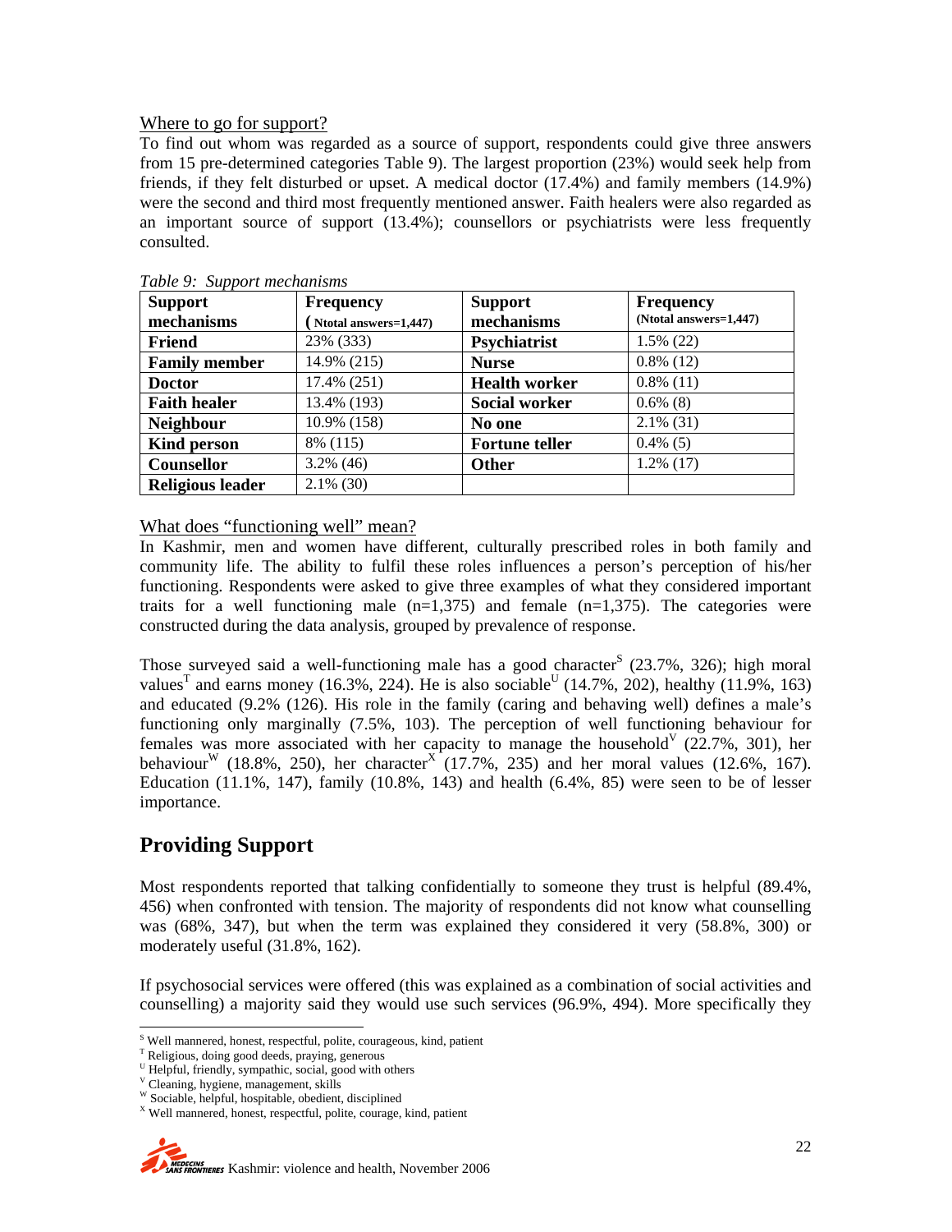Where to go for support?

To find out whom was regarded as a source of support, respondents could give three answers from 15 pre-determined categories Table 9). The largest proportion (23%) would seek help from friends, if they felt disturbed or upset. A medical doctor (17.4%) and family members (14.9%) were the second and third most frequently mentioned answer. Faith healers were also regarded as an important source of support (13.4%); counsellors or psychiatrists were less frequently consulted.

*Table 9: Support mechanisms*

| Support mechanisms | Frequency (Ntotal answers=1,447) | Support mechanisms | Frequency (Ntotal answers=1,447) |
|---|---|---|---|
| **Friend** | 23% (333) | **Psychiatrist** | 1.5% (22) |
| **Family member** | 14.9% (215) | **Nurse** | 0.8% (12) |
| **Doctor** | 17.4% (251) | **Health worker** | 0.8% (11) |
| **Faith healer** | 13.4% (193) | **Social worker** | 0.6% (8) |
| **Neighbour** | 10.9% (158) | **No one** | 2.1% (31) |
| **Kind person** | 8% (115) | **Fortune teller** | 0.4% (5) |
| **Counsellor** | 3.2% (46) | **Other** | 1.2% (17) |
| **Religious leader** | 2.1% (30) | | |

What does "functioning well" mean?

In Kashmir, men and women have different, culturally prescribed roles in both family and community life. The ability to fulfil these roles influences a person's perception of his/her functioning. Respondents were asked to give three examples of what they considered important traits for a well functioning male (n=1,375) and female (n=1,375). The categories were constructed during the data analysis, grouped by prevalence of response.

Those surveyed said a well-functioning male has a good character[S] (23.7%, 326); high moral values[T] and earns money (16.3%, 224). He is also sociable[U] (14.7%, 202), healthy (11.9%, 163) and educated (9.2% (126). His role in the family (caring and behaving well) defines a male's functioning only marginally (7.5%, 103). The perception of well functioning behaviour for females was more associated with her capacity to manage the household[V] (22.7%, 301), her behaviour[W] (18.8%, 250), her character[X] (17.7%, 235) and her moral values (12.6%, 167). Education (11.1%, 147), family (10.8%, 143) and health (6.4%, 85) were seen to be of lesser importance.

## Providing Support

Most respondents reported that talking confidentially to someone they trust is helpful (89.4%, 456) when confronted with tension. The majority of respondents did not know what counselling was (68%, 347), but when the term was explained they considered it very (58.8%, 300) or moderately useful (31.8%, 162).

If psychosocial services were offered (this was explained as a combination of social activities and counselling) a majority said they would use such services (96.9%, 494). More specifically they

[S] Well mannered, honest, respectful, polite, courageous, kind, patient
[T] Religious, doing good deeds, praying, generous
[U] Helpful, friendly, sympathic, social, good with others
[V] Cleaning, hygiene, management, skills
[W] Sociable, helpful, hospitable, obedient, disciplined
[X] Well mannered, honest, respectful, polite, courage, kind, patient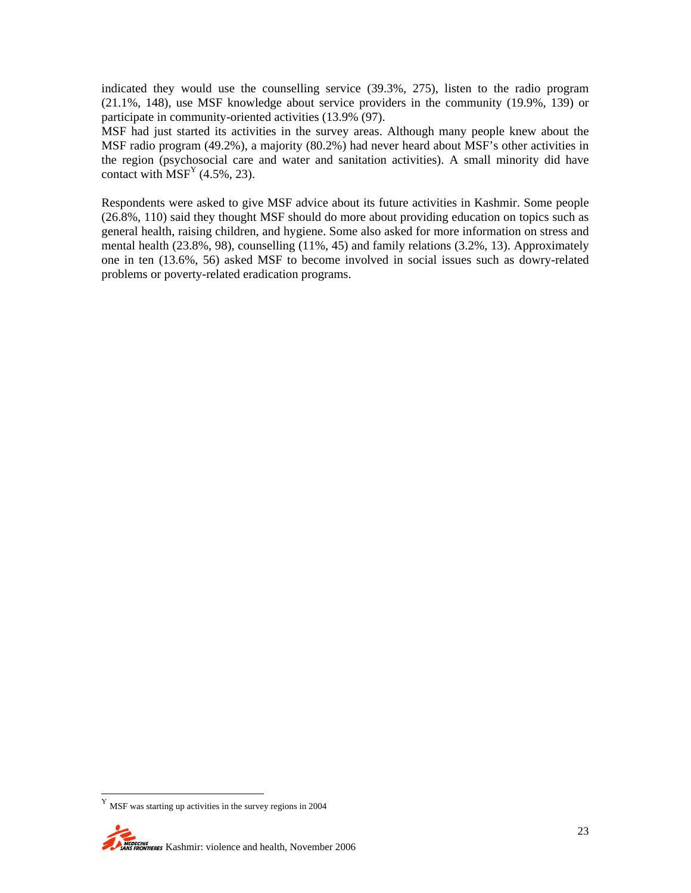indicated they would use the counselling service (39.3%, 275), listen to the radio program (21.1%, 148), use MSF knowledge about service providers in the community (19.9%, 139) or participate in community-oriented activities (13.9% (97).

MSF had just started its activities in the survey areas. Although many people knew about the MSF radio program (49.2%), a majority (80.2%) had never heard about MSF's other activities in the region (psychosocial care and water and sanitation activities). A small minority did have contact with MSF[Y] (4.5%, 23).

Respondents were asked to give MSF advice about its future activities in Kashmir. Some people (26.8%, 110) said they thought MSF should do more about providing education on topics such as general health, raising children, and hygiene. Some also asked for more information on stress and mental health (23.8%, 98), counselling (11%, 45) and family relations (3.2%, 13). Approximately one in ten (13.6%, 56) asked MSF to become involved in social issues such as dowry-related problems or poverty-related eradication programs.

---

[Y] MSF was starting up activities in the survey regions in 2004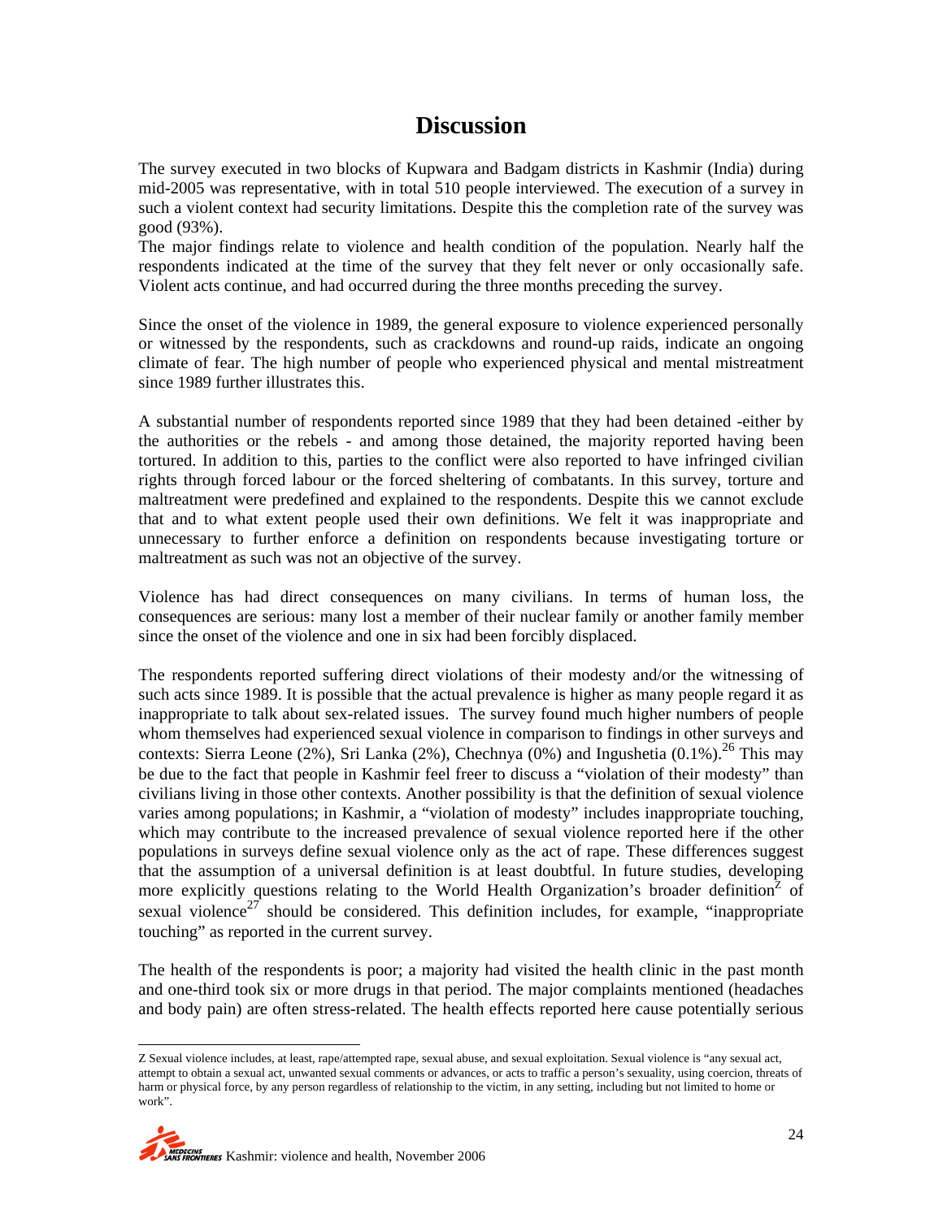# Discussion

The survey executed in two blocks of Kupwara and Badgam districts in Kashmir (India) during mid-2005 was representative, with in total 510 people interviewed. The execution of a survey in such a violent context had security limitations. Despite this the completion rate of the survey was good (93%).

The major findings relate to violence and health condition of the population. Nearly half the respondents indicated at the time of the survey that they felt never or only occasionally safe. Violent acts continue, and had occurred during the three months preceding the survey.

Since the onset of the violence in 1989, the general exposure to violence experienced personally or witnessed by the respondents, such as crackdowns and round-up raids, indicate an ongoing climate of fear. The high number of people who experienced physical and mental mistreatment since 1989 further illustrates this.

A substantial number of respondents reported since 1989 that they had been detained -either by the authorities or the rebels - and among those detained, the majority reported having been tortured. In addition to this, parties to the conflict were also reported to have infringed civilian rights through forced labour or the forced sheltering of combatants. In this survey, torture and maltreatment were predefined and explained to the respondents. Despite this we cannot exclude that and to what extent people used their own definitions. We felt it was inappropriate and unnecessary to further enforce a definition on respondents because investigating torture or maltreatment as such was not an objective of the survey.

Violence has had direct consequences on many civilians. In terms of human loss, the consequences are serious: many lost a member of their nuclear family or another family member since the onset of the violence and one in six had been forcibly displaced.

The respondents reported suffering direct violations of their modesty and/or the witnessing of such acts since 1989. It is possible that the actual prevalence is higher as many people regard it as inappropriate to talk about sex-related issues. The survey found much higher numbers of people whom themselves had experienced sexual violence in comparison to findings in other surveys and contexts: Sierra Leone (2%), Sri Lanka (2%), Chechnya (0%) and Ingushetia (0.1%).[26] This may be due to the fact that people in Kashmir feel freer to discuss a "violation of their modesty" than civilians living in those other contexts. Another possibility is that the definition of sexual violence varies among populations; in Kashmir, a "violation of modesty" includes inappropriate touching, which may contribute to the increased prevalence of sexual violence reported here if the other populations in surveys define sexual violence only as the act of rape. These differences suggest that the assumption of a universal definition is at least doubtful. In future studies, developing more explicitly questions relating to the World Health Organization's broader definition[Z] of sexual violence[27] should be considered. This definition includes, for example, "inappropriate touching" as reported in the current survey.

The health of the respondents is poor; a majority had visited the health clinic in the past month and one-third took six or more drugs in that period. The major complaints mentioned (headaches and body pain) are often stress-related. The health effects reported here cause potentially serious

---

Z Sexual violence includes, at least, rape/attempted rape, sexual abuse, and sexual exploitation. Sexual violence is "any sexual act, attempt to obtain a sexual act, unwanted sexual comments or advances, or acts to traffic a person's sexuality, using coercion, threats of harm or physical force, by any person regardless of relationship to the victim, in any setting, including but not limited to home or work".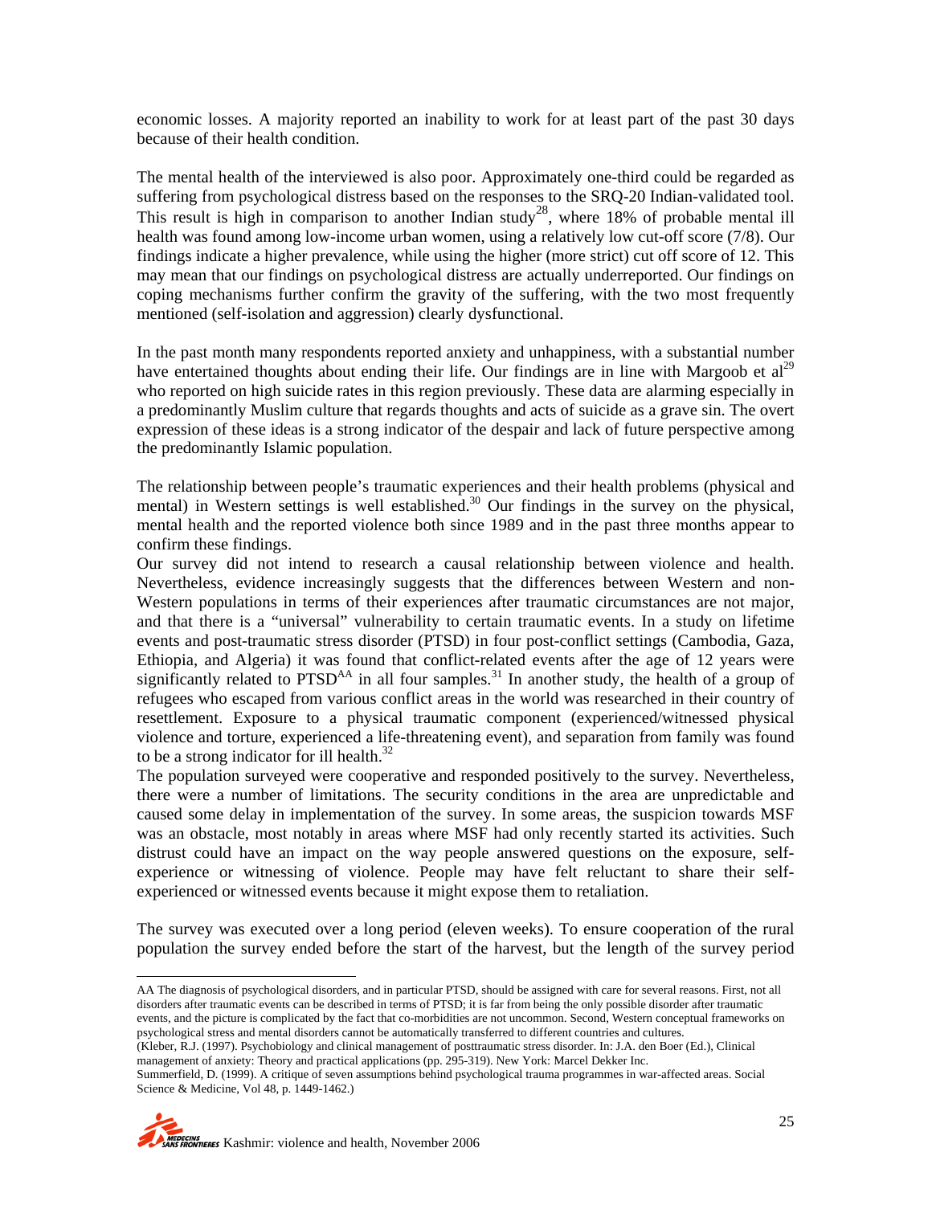economic losses. A majority reported an inability to work for at least part of the past 30 days because of their health condition.

The mental health of the interviewed is also poor. Approximately one-third could be regarded as suffering from psychological distress based on the responses to the SRQ-20 Indian-validated tool. This result is high in comparison to another Indian study[28], where 18% of probable mental ill health was found among low-income urban women, using a relatively low cut-off score (7/8). Our findings indicate a higher prevalence, while using the higher (more strict) cut off score of 12. This may mean that our findings on psychological distress are actually underreported. Our findings on coping mechanisms further confirm the gravity of the suffering, with the two most frequently mentioned (self-isolation and aggression) clearly dysfunctional.

In the past month many respondents reported anxiety and unhappiness, with a substantial number have entertained thoughts about ending their life. Our findings are in line with Margoob et al[29] who reported on high suicide rates in this region previously. These data are alarming especially in a predominantly Muslim culture that regards thoughts and acts of suicide as a grave sin. The overt expression of these ideas is a strong indicator of the despair and lack of future perspective among the predominantly Islamic population.

The relationship between people's traumatic experiences and their health problems (physical and mental) in Western settings is well established.[30] Our findings in the survey on the physical, mental health and the reported violence both since 1989 and in the past three months appear to confirm these findings.

Our survey did not intend to research a causal relationship between violence and health. Nevertheless, evidence increasingly suggests that the differences between Western and non-Western populations in terms of their experiences after traumatic circumstances are not major, and that there is a "universal" vulnerability to certain traumatic events. In a study on lifetime events and post-traumatic stress disorder (PTSD) in four post-conflict settings (Cambodia, Gaza, Ethiopia, and Algeria) it was found that conflict-related events after the age of 12 years were significantly related to PTSD[AA] in all four samples.[31] In another study, the health of a group of refugees who escaped from various conflict areas in the world was researched in their country of resettlement. Exposure to a physical traumatic component (experienced/witnessed physical violence and torture, experienced a life-threatening event), and separation from family was found to be a strong indicator for ill health.[32]

The population surveyed were cooperative and responded positively to the survey. Nevertheless, there were a number of limitations. The security conditions in the area are unpredictable and caused some delay in implementation of the survey. In some areas, the suspicion towards MSF was an obstacle, most notably in areas where MSF had only recently started its activities. Such distrust could have an impact on the way people answered questions on the exposure, self-experience or witnessing of violence. People may have felt reluctant to share their self-experienced or witnessed events because it might expose them to retaliation.

The survey was executed over a long period (eleven weeks). To ensure cooperation of the rural population the survey ended before the start of the harvest, but the length of the survey period

---

AA The diagnosis of psychological disorders, and in particular PTSD, should be assigned with care for several reasons. First, not all disorders after traumatic events can be described in terms of PTSD; it is far from being the only possible disorder after traumatic events, and the picture is complicated by the fact that co-morbidities are not uncommon. Second, Western conceptual frameworks on psychological stress and mental disorders cannot be automatically transferred to different countries and cultures.
(Kleber, R.J. (1997). Psychobiology and clinical management of posttraumatic stress disorder. In: J.A. den Boer (Ed.), Clinical management of anxiety: Theory and practical applications (pp. 295-319). New York: Marcel Dekker Inc.
Summerfield, D. (1999). A critique of seven assumptions behind psychological trauma programmes in war-affected areas. Social Science & Medicine, Vol 48, p. 1449-1462.)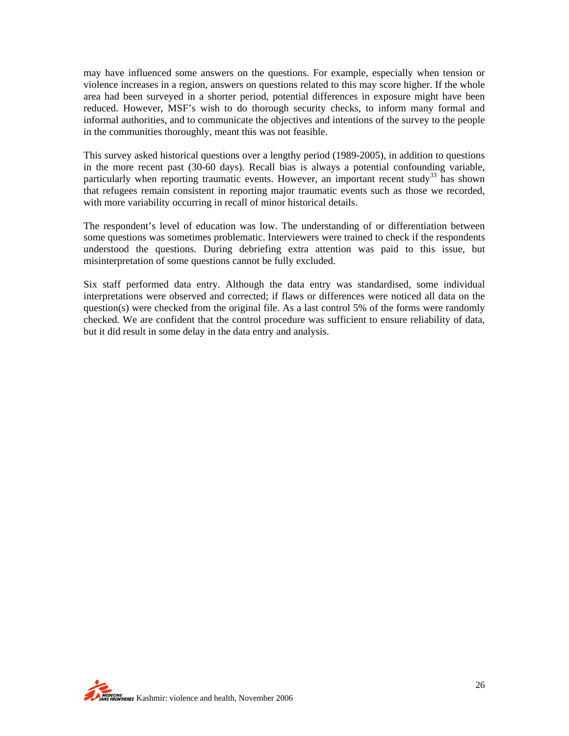may have influenced some answers on the questions. For example, especially when tension or violence increases in a region, answers on questions related to this may score higher. If the whole area had been surveyed in a shorter period, potential differences in exposure might have been reduced. However, MSF's wish to do thorough security checks, to inform many formal and informal authorities, and to communicate the objectives and intentions of the survey to the people in the communities thoroughly, meant this was not feasible.

This survey asked historical questions over a lengthy period (1989-2005), in addition to questions in the more recent past (30-60 days). Recall bias is always a potential confounding variable, particularly when reporting traumatic events. However, an important recent study[33] has shown that refugees remain consistent in reporting major traumatic events such as those we recorded, with more variability occurring in recall of minor historical details.

The respondent's level of education was low. The understanding of or differentiation between some questions was sometimes problematic. Interviewers were trained to check if the respondents understood the questions. During debriefing extra attention was paid to this issue, but misinterpretation of some questions cannot be fully excluded.

Six staff performed data entry. Although the data entry was standardised, some individual interpretations were observed and corrected; if flaws or differences were noticed all data on the question(s) were checked from the original file. As a last control 5% of the forms were randomly checked. We are confident that the control procedure was sufficient to ensure reliability of data, but it did result in some delay in the data entry and analysis.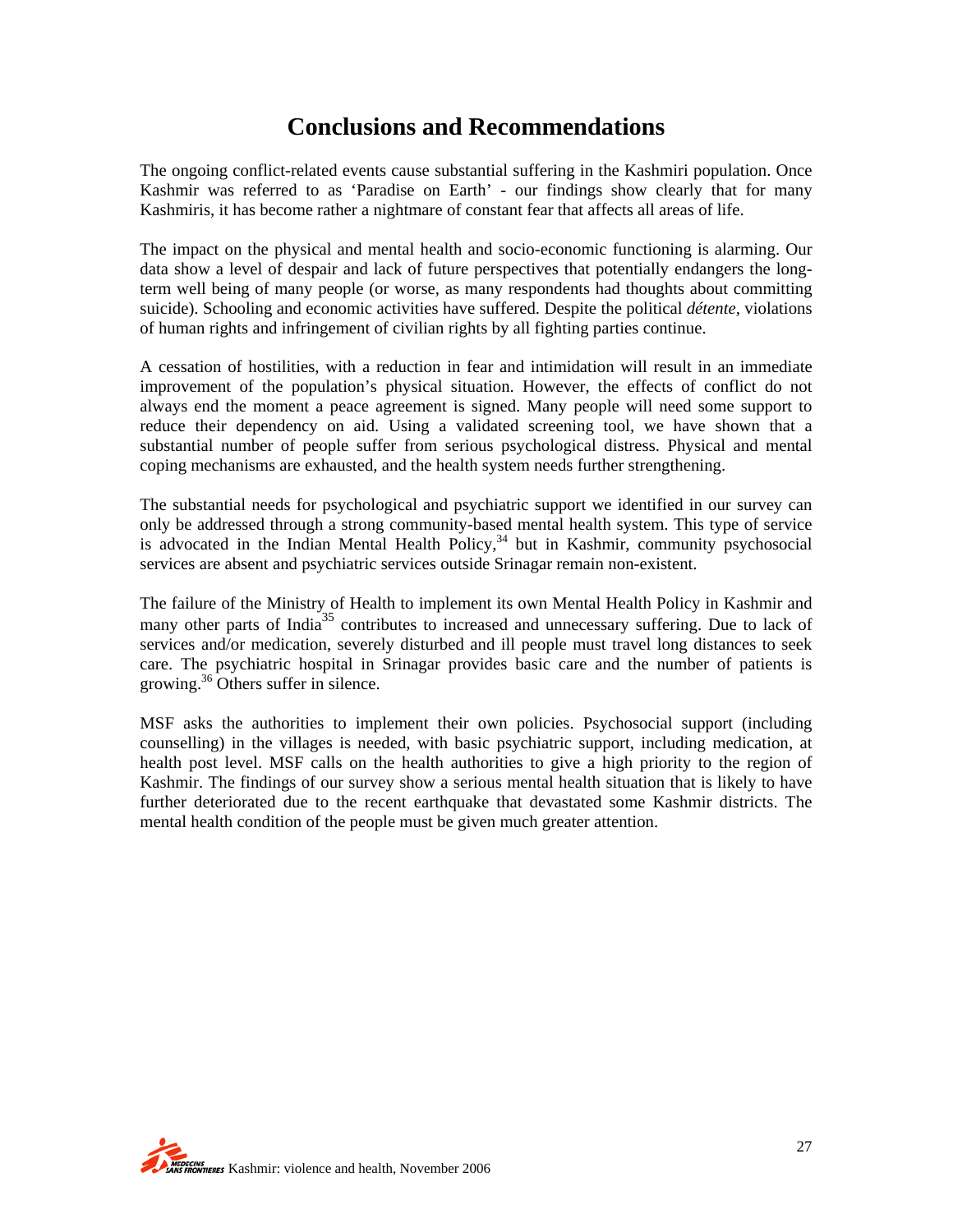# Conclusions and Recommendations

The ongoing conflict-related events cause substantial suffering in the Kashmiri population. Once Kashmir was referred to as 'Paradise on Earth' - our findings show clearly that for many Kashmiris, it has become rather a nightmare of constant fear that affects all areas of life.

The impact on the physical and mental health and socio-economic functioning is alarming. Our data show a level of despair and lack of future perspectives that potentially endangers the long-term well being of many people (or worse, as many respondents had thoughts about committing suicide). Schooling and economic activities have suffered. Despite the political *détente*, violations of human rights and infringement of civilian rights by all fighting parties continue.

A cessation of hostilities, with a reduction in fear and intimidation will result in an immediate improvement of the population's physical situation. However, the effects of conflict do not always end the moment a peace agreement is signed. Many people will need some support to reduce their dependency on aid. Using a validated screening tool, we have shown that a substantial number of people suffer from serious psychological distress. Physical and mental coping mechanisms are exhausted, and the health system needs further strengthening.

The substantial needs for psychological and psychiatric support we identified in our survey can only be addressed through a strong community-based mental health system. This type of service is advocated in the Indian Mental Health Policy,[34] but in Kashmir, community psychosocial services are absent and psychiatric services outside Srinagar remain non-existent.

The failure of the Ministry of Health to implement its own Mental Health Policy in Kashmir and many other parts of India[35] contributes to increased and unnecessary suffering. Due to lack of services and/or medication, severely disturbed and ill people must travel long distances to seek care. The psychiatric hospital in Srinagar provides basic care and the number of patients is growing.[36] Others suffer in silence.

MSF asks the authorities to implement their own policies. Psychosocial support (including counselling) in the villages is needed, with basic psychiatric support, including medication, at health post level. MSF calls on the health authorities to give a high priority to the region of Kashmir. The findings of our survey show a serious mental health situation that is likely to have further deteriorated due to the recent earthquake that devastated some Kashmir districts. The mental health condition of the people must be given much greater attention.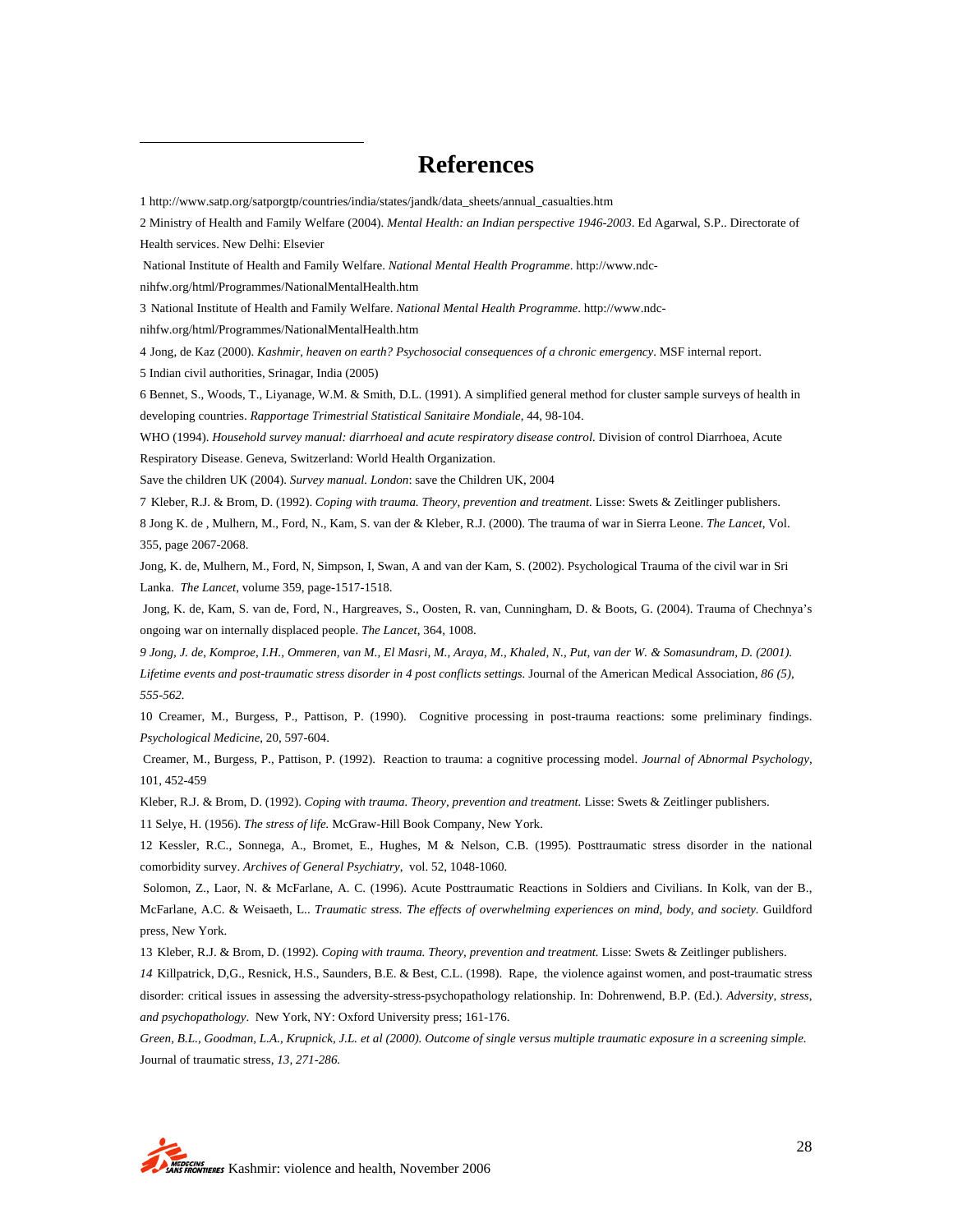# References

1 http://www.satp.org/satporgtp/countries/india/states/jandk/data_sheets/annual_casualties.htm

2 Ministry of Health and Family Welfare (2004). *Mental Health: an Indian perspective 1946-2003*. Ed Agarwal, S.P.. Directorate of Health services. New Delhi: Elsevier

National Institute of Health and Family Welfare. *National Mental Health Programme*. http://www.ndc-nihfw.org/html/Programmes/NationalMentalHealth.htm

3 National Institute of Health and Family Welfare. *National Mental Health Programme*. http://www.ndc-nihfw.org/html/Programmes/NationalMentalHealth.htm

4 Jong, de Kaz (2000). *Kashmir, heaven on earth? Psychosocial consequences of a chronic emergency*. MSF internal report.

5 Indian civil authorities, Srinagar, India (2005)

6 Bennet, S., Woods, T., Liyanage, W.M. & Smith, D.L. (1991). A simplified general method for cluster sample surveys of health in developing countries. *Rapportage Trimestrial Statistical Sanitaire Mondiale*, 44, 98-104.

WHO (1994). *Household survey manual: diarrhoeal and acute respiratory disease control.* Division of control Diarrhoea, Acute Respiratory Disease. Geneva, Switzerland: World Health Organization.

Save the children UK (2004). *Survey manual. London*: save the Children UK, 2004

7 Kleber, R.J. & Brom, D. (1992). *Coping with trauma. Theory, prevention and treatment.* Lisse: Swets & Zeitlinger publishers.

8 Jong K. de , Mulhern, M., Ford, N., Kam, S. van der & Kleber, R.J. (2000). The trauma of war in Sierra Leone. *The Lancet*, Vol. 355, page 2067-2068.

Jong, K. de, Mulhern, M., Ford, N, Simpson, I, Swan, A and van der Kam, S. (2002). Psychological Trauma of the civil war in Sri Lanka. *The Lancet*, volume 359, page-1517-1518.

Jong, K. de, Kam, S. van de, Ford, N., Hargreaves, S., Oosten, R. van, Cunningham, D. & Boots, G. (2004). Trauma of Chechnya's ongoing war on internally displaced people. *The Lancet*, 364, 1008.

*9 Jong, J. de, Komproe, I.H., Ommeren, van M., El Masri, M., Araya, M., Khaled, N., Put, van der W. & Somasundram, D. (2001). Lifetime events and post-traumatic stress disorder in 4 post conflicts settings.* Journal of the American Medical Association, *86 (5), 555-562.*

10 Creamer, M., Burgess, P., Pattison, P. (1990). Cognitive processing in post-trauma reactions: some preliminary findings. *Psychological Medicine*, 20, 597-604.

Creamer, M., Burgess, P., Pattison, P. (1992). Reaction to trauma: a cognitive processing model. *Journal of Abnormal Psychology*, 101, 452-459

Kleber, R.J. & Brom, D. (1992). *Coping with trauma. Theory, prevention and treatment.* Lisse: Swets & Zeitlinger publishers.

11 Selye, H. (1956). *The stress of life.* McGraw-Hill Book Company, New York.

12 Kessler, R.C., Sonnega, A., Bromet, E., Hughes, M & Nelson, C.B. (1995). Posttraumatic stress disorder in the national comorbidity survey. *Archives of General Psychiatry*, vol. 52, 1048-1060.

Solomon, Z., Laor, N. & McFarlane, A. C. (1996). Acute Posttraumatic Reactions in Soldiers and Civilians. In Kolk, van der B., McFarlane, A.C. & Weisaeth, L.. *Traumatic stress. The effects of overwhelming experiences on mind, body, and society.* Guildford press, New York.

13 Kleber, R.J. & Brom, D. (1992). *Coping with trauma. Theory, prevention and treatment.* Lisse: Swets & Zeitlinger publishers.

*14* Killpatrick, D,G., Resnick, H.S., Saunders, B.E. & Best, C.L. (1998). Rape, the violence against women, and post-traumatic stress disorder: critical issues in assessing the adversity-stress-psychopathology relationship. In: Dohrenwend, B.P. (Ed.). *Adversity, stress, and psychopathology*. New York, NY: Oxford University press; 161-176.

*Green, B.L., Goodman, L.A., Krupnick, J.L. et al (2000). Outcome of single versus multiple traumatic exposure in a screening simple.* Journal of traumatic stress, *13, 271-286.*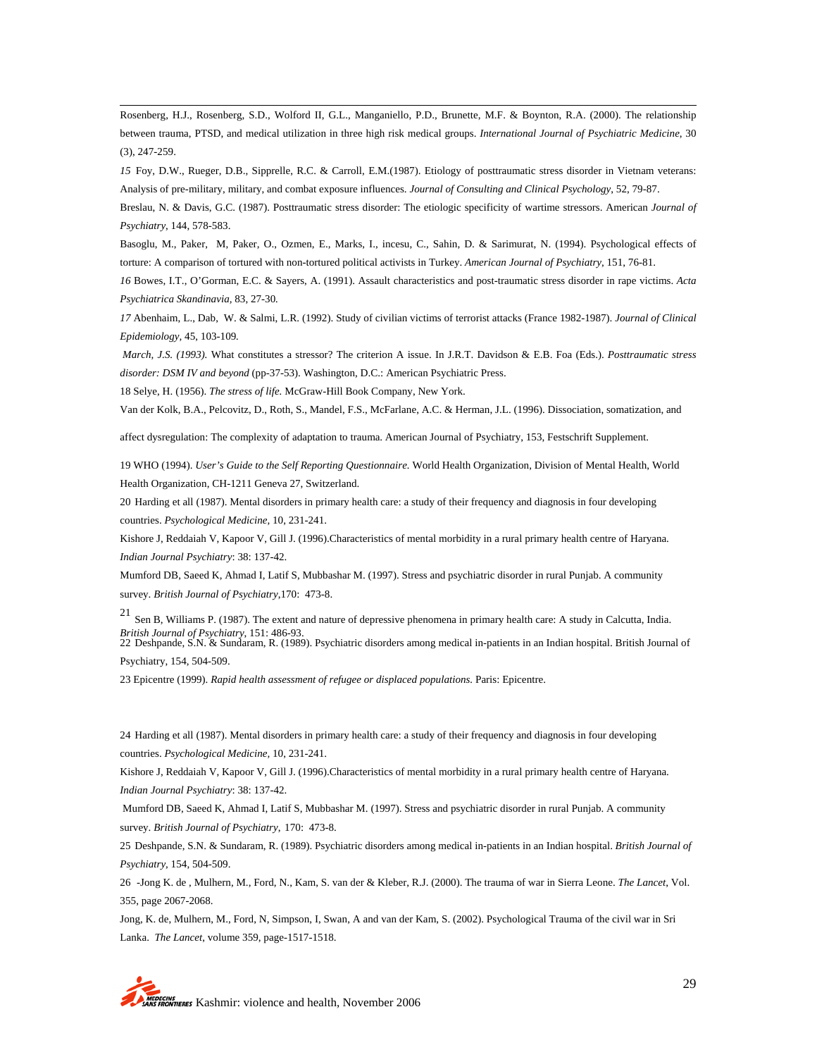Rosenberg, H.J., Rosenberg, S.D., Wolford II, G.L., Manganiello, P.D., Brunette, M.F. & Boynton, R.A. (2000). The relationship between trauma, PTSD, and medical utilization in three high risk medical groups. *International Journal of Psychiatric Medicine*, 30 (3), 247-259.

*15* Foy, D.W., Rueger, D.B., Sipprelle, R.C. & Carroll, E.M.(1987). Etiology of posttraumatic stress disorder in Vietnam veterans: Analysis of pre-military, military, and combat exposure influences. *Journal of Consulting and Clinical Psychology*, 52, 79-87.

Breslau, N. & Davis, G.C. (1987). Posttraumatic stress disorder: The etiologic specificity of wartime stressors. American *Journal of Psychiatry*, 144, 578-583.

Basoglu, M., Paker, M, Paker, O., Ozmen, E., Marks, I., incesu, C., Sahin, D. & Sarimurat, N. (1994). Psychological effects of torture: A comparison of tortured with non-tortured political activists in Turkey. *American Journal of Psychiatry*, 151, 76-81.

*16* Bowes, I.T., O'Gorman, E.C. & Sayers, A. (1991). Assault characteristics and post-traumatic stress disorder in rape victims. *Acta Psychiatrica Skandinavia,* 83, 27-30.

*17* Abenhaim, L., Dab, W. & Salmi, L.R. (1992). Study of civilian victims of terrorist attacks (France 1982-1987). *Journal of Clinical Epidemiology,* 45, 103-109.

*March, J.S. (1993).* What constitutes a stressor? The criterion A issue. In J.R.T. Davidson & E.B. Foa (Eds.). *Posttraumatic stress disorder: DSM IV and beyond* (pp-37-53). Washington, D.C.: American Psychiatric Press.

18 Selye, H. (1956). *The stress of life.* McGraw-Hill Book Company, New York.

Van der Kolk, B.A., Pelcovitz, D., Roth, S., Mandel, F.S., McFarlane, A.C. & Herman, J.L. (1996). Dissociation, somatization, and affect dysregulation: The complexity of adaptation to trauma. American Journal of Psychiatry, 153, Festschrift Supplement.

19 WHO (1994). *User's Guide to the Self Reporting Questionnaire.* World Health Organization, Division of Mental Health, World Health Organization, CH-1211 Geneva 27, Switzerland.

20 Harding et all (1987). Mental disorders in primary health care: a study of their frequency and diagnosis in four developing countries. *Psychological Medicine,* 10, 231-241.

Kishore J, Reddaiah V, Kapoor V, Gill J. (1996).Characteristics of mental morbidity in a rural primary health centre of Haryana. *Indian Journal Psychiatry*: 38: 137-42.

Mumford DB, Saeed K, Ahmad I, Latif S, Mubbashar M. (1997). Stress and psychiatric disorder in rural Punjab. A community survey. *British Journal of Psychiatry*,170: 473-8.

21 Sen B, Williams P. (1987). The extent and nature of depressive phenomena in primary health care: A study in Calcutta, India. *British Journal of Psychiatry*, 151: 486-93.

22 Deshpande, S.N. & Sundaram, R. (1989). Psychiatric disorders among medical in-patients in an Indian hospital. British Journal of Psychiatry, 154, 504-509.

23 Epicentre (1999). *Rapid health assessment of refugee or displaced populations.* Paris: Epicentre.

24 Harding et all (1987). Mental disorders in primary health care: a study of their frequency and diagnosis in four developing countries. *Psychological Medicine,* 10, 231-241.

Kishore J, Reddaiah V, Kapoor V, Gill J. (1996).Characteristics of mental morbidity in a rural primary health centre of Haryana. *Indian Journal Psychiatry*: 38: 137-42.

Mumford DB, Saeed K, Ahmad I, Latif S, Mubbashar M. (1997). Stress and psychiatric disorder in rural Punjab. A community survey. *British Journal of Psychiatry*, 170: 473-8.

25 Deshpande, S.N. & Sundaram, R. (1989). Psychiatric disorders among medical in-patients in an Indian hospital. *British Journal of Psychiatry*, 154, 504-509.

26 -Jong K. de , Mulhern, M., Ford, N., Kam, S. van der & Kleber, R.J. (2000). The trauma of war in Sierra Leone. *The Lancet*, Vol. 355, page 2067-2068.

Jong, K. de, Mulhern, M., Ford, N, Simpson, I, Swan, A and van der Kam, S. (2002). Psychological Trauma of the civil war in Sri Lanka. *The Lancet*, volume 359, page-1517-1518.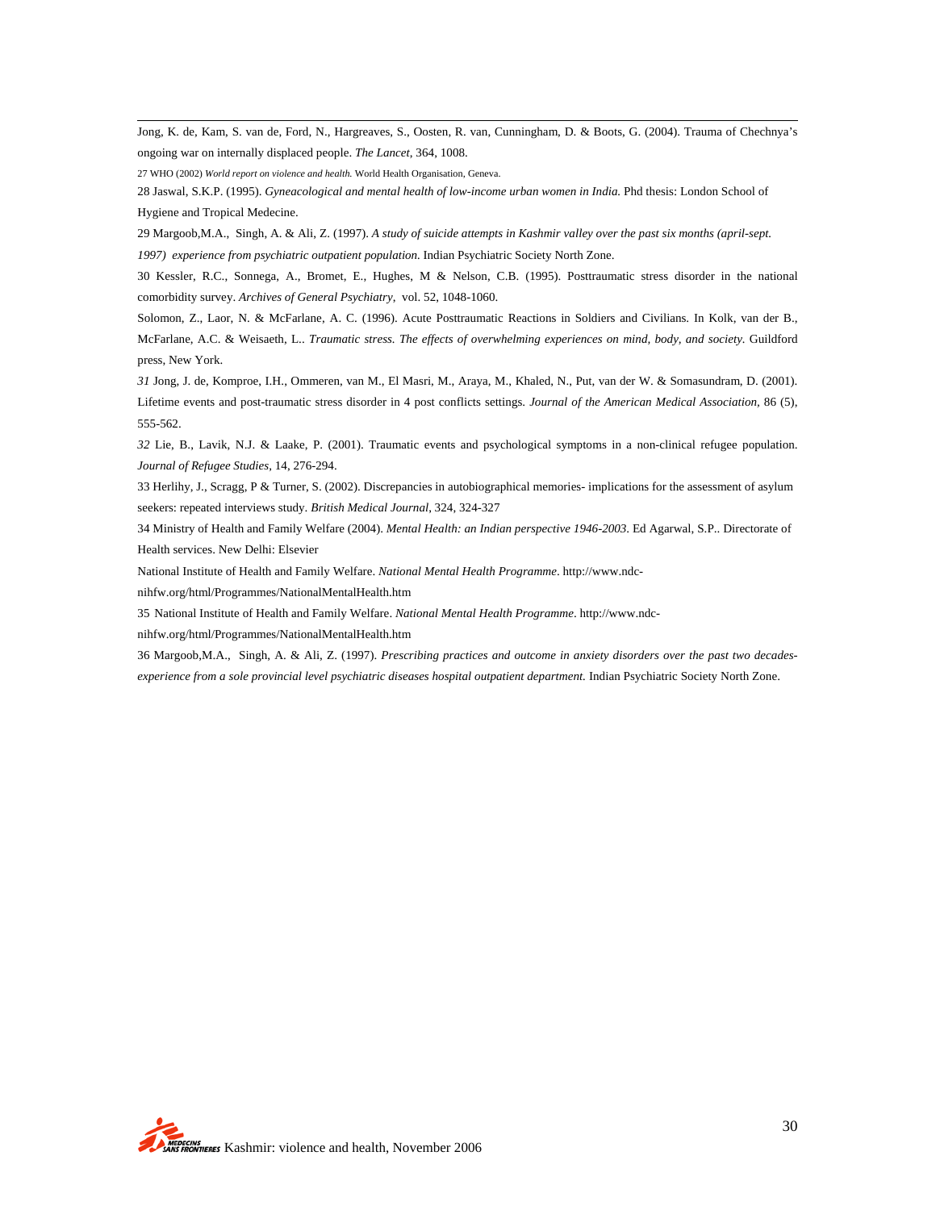Jong, K. de, Kam, S. van de, Ford, N., Hargreaves, S., Oosten, R. van, Cunningham, D. & Boots, G. (2004). Trauma of Chechnya's ongoing war on internally displaced people. *The Lancet*, 364, 1008.

27 WHO (2002) *World report on violence and health.* World Health Organisation, Geneva.

28 Jaswal, S.K.P. (1995). *Gyneacological and mental health of low-income urban women in India.* Phd thesis: London School of Hygiene and Tropical Medecine.

29 Margoob,M.A., Singh, A. & Ali, Z. (1997). *A study of suicide attempts in Kashmir valley over the past six months (april-sept. 1997) experience from psychiatric outpatient population.* Indian Psychiatric Society North Zone.

30 Kessler, R.C., Sonnega, A., Bromet, E., Hughes, M & Nelson, C.B. (1995). Posttraumatic stress disorder in the national comorbidity survey. *Archives of General Psychiatry*, vol. 52, 1048-1060.

Solomon, Z., Laor, N. & McFarlane, A. C. (1996). Acute Posttraumatic Reactions in Soldiers and Civilians. In Kolk, van der B., McFarlane, A.C. & Weisaeth, L.. *Traumatic stress. The effects of overwhelming experiences on mind, body, and society.* Guildford press, New York.

*31* Jong, J. de, Komproe, I.H., Ommeren, van M., El Masri, M., Araya, M., Khaled, N., Put, van der W. & Somasundram, D. (2001). Lifetime events and post-traumatic stress disorder in 4 post conflicts settings. *Journal of the American Medical Association*, 86 (5), 555-562.

*32* Lie, B., Lavik, N.J. & Laake, P. (2001). Traumatic events and psychological symptoms in a non-clinical refugee population. *Journal of Refugee Studies*, 14, 276-294.

33 Herlihy, J., Scragg, P & Turner, S. (2002). Discrepancies in autobiographical memories- implications for the assessment of asylum seekers: repeated interviews study. *British Medical Journal*, 324, 324-327

34 Ministry of Health and Family Welfare (2004). *Mental Health: an Indian perspective 1946-2003*. Ed Agarwal, S.P.. Directorate of Health services. New Delhi: Elsevier

National Institute of Health and Family Welfare. *National Mental Health Programme*. http://www.ndc-nihfw.org/html/Programmes/NationalMentalHealth.htm

35 National Institute of Health and Family Welfare. *National Mental Health Programme*. http://www.ndc-nihfw.org/html/Programmes/NationalMentalHealth.htm

36 Margoob,M.A., Singh, A. & Ali, Z. (1997). *Prescribing practices and outcome in anxiety disorders over the past two decades-experience from a sole provincial level psychiatric diseases hospital outpatient department.* Indian Psychiatric Society North Zone.